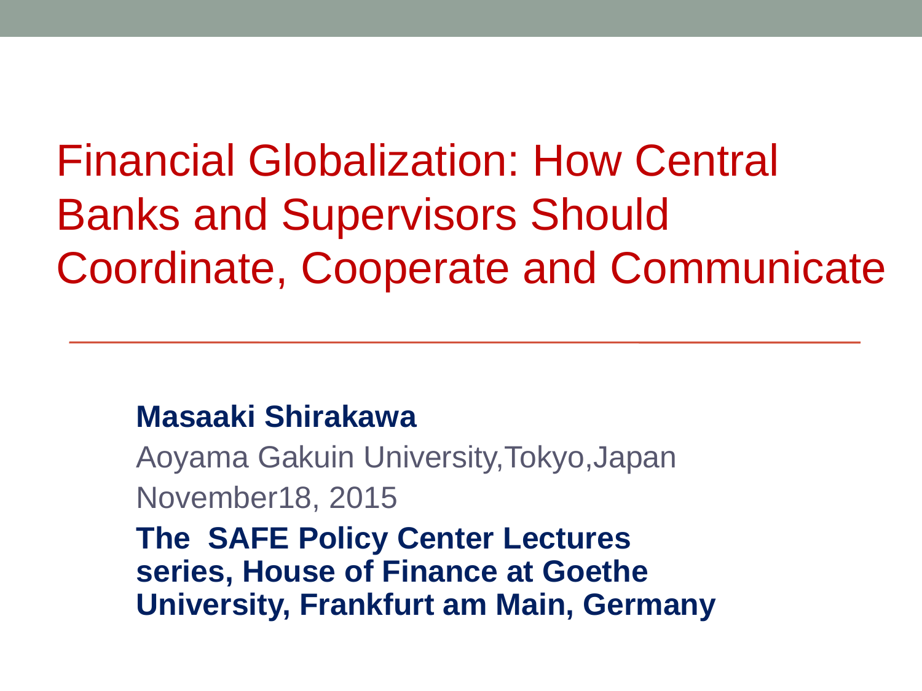# Financial Globalization: How Central Banks and Supervisors Should Coordinate, Cooperate and Communicate

**Masaaki Shirakawa**

Aoyama Gakuin University,Tokyo,Japan

November18, 2015

**The SAFE Policy Center Lectures series, House of Finance at Goethe University, Frankfurt am Main, Germany**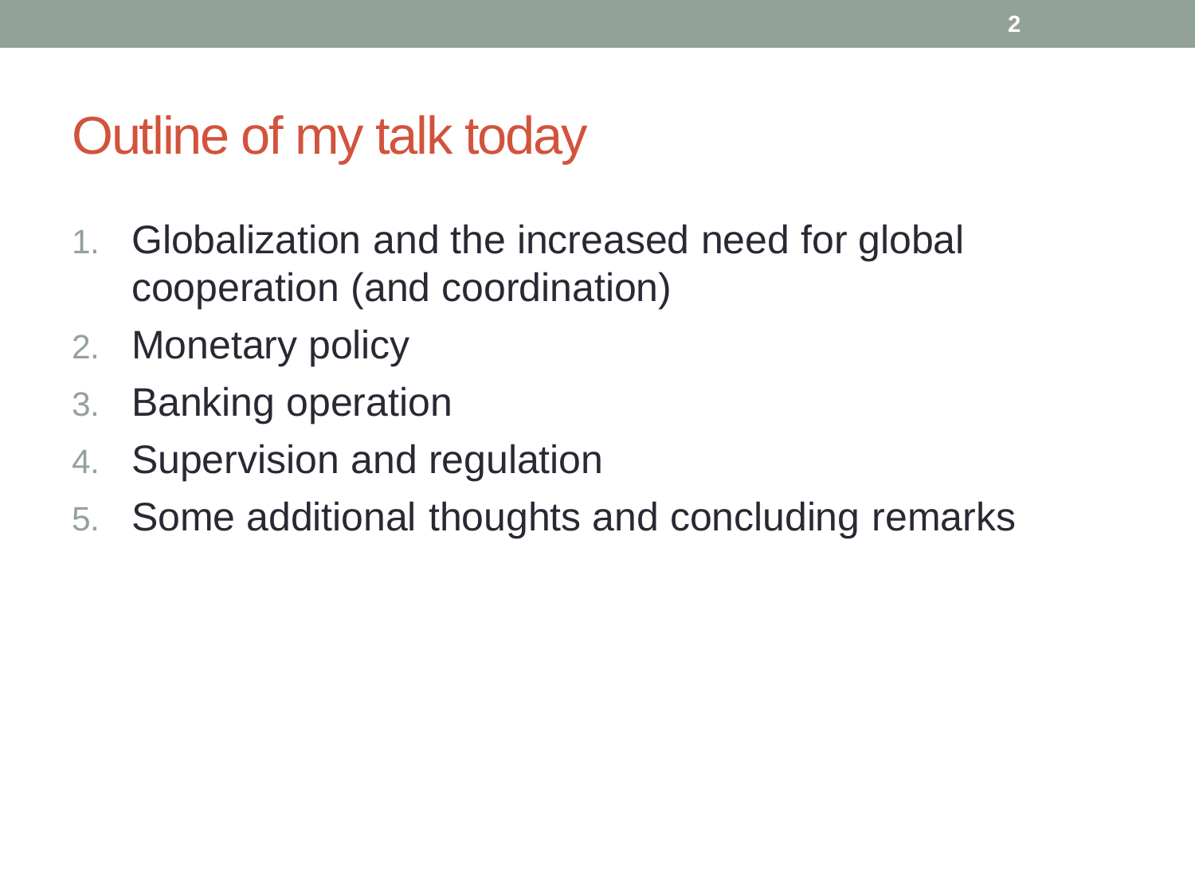# Outline of my talk today

1. Globalization and the increased need for global cooperation (and coordination)
2. Monetary policy
3. Banking operation
4. Supervision and regulation
5. Some additional thoughts and concluding remarks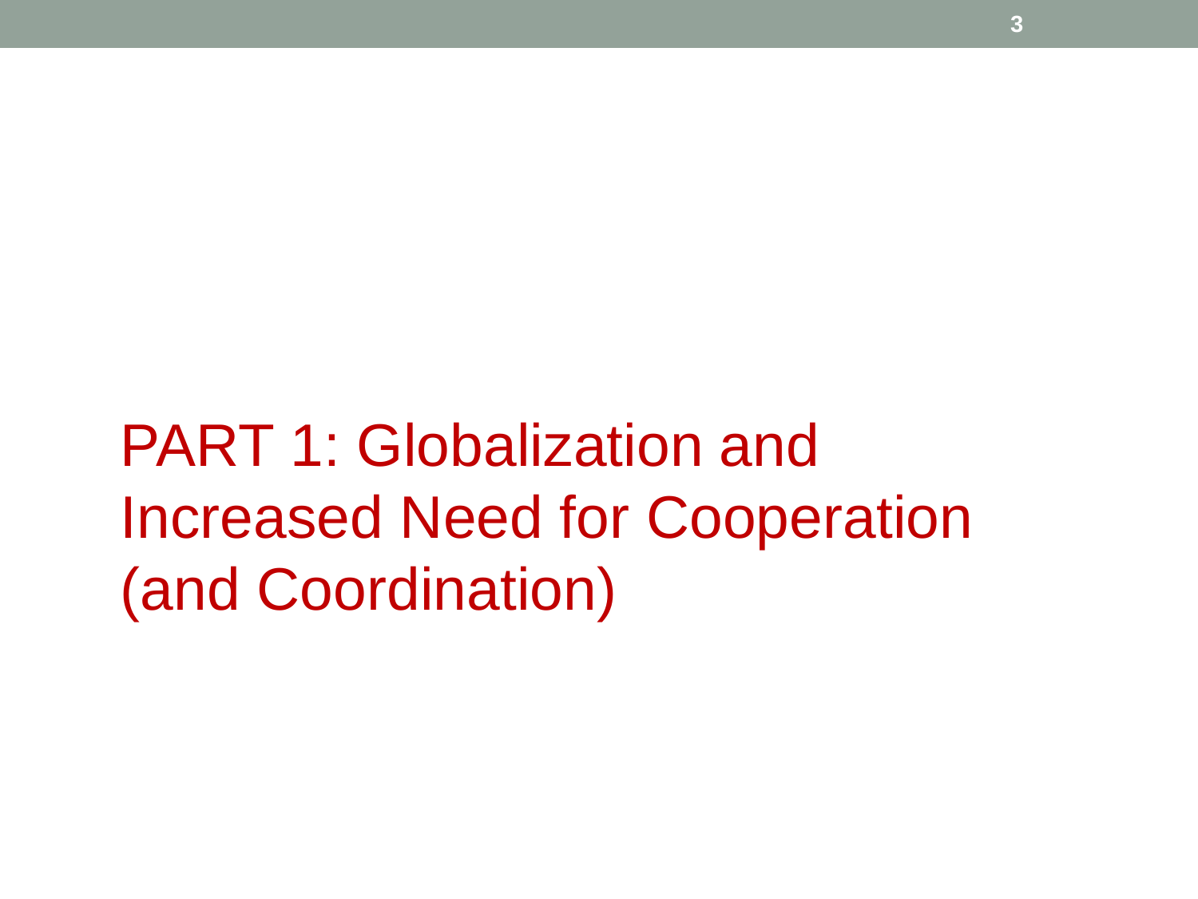# PART 1: Globalization and Increased Need for Cooperation (and Coordination)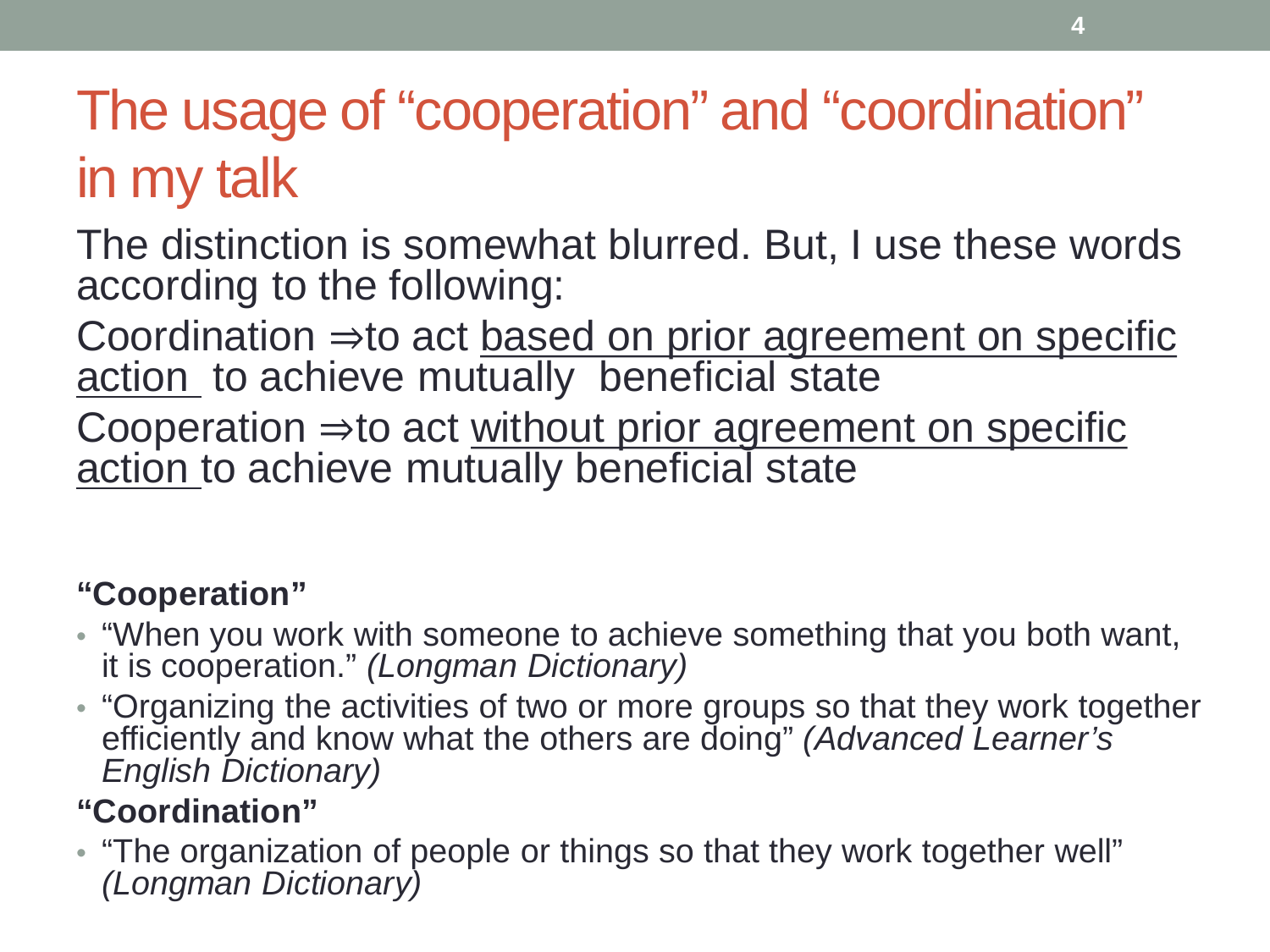# The usage of “cooperation” and “coordination” in my talk

The distinction is somewhat blurred. But, I use these words according to the following:

Coordination ⇒to act <u>based on prior agreement on specific action</u> to achieve mutually beneficial state

Cooperation ⇒to act <u>without prior agreement on specific action</u> to achieve mutually beneficial state

**“Cooperation”**

- “When you work with someone to achieve something that you both want, it is cooperation.” *(Longman Dictionary)*
- “Organizing the activities of two or more groups so that they work together efficiently and know what the others are doing” *(Advanced Learner’s English Dictionary)*

**“Coordination”**

- “The organization of people or things so that they work together well” *(Longman Dictionary)*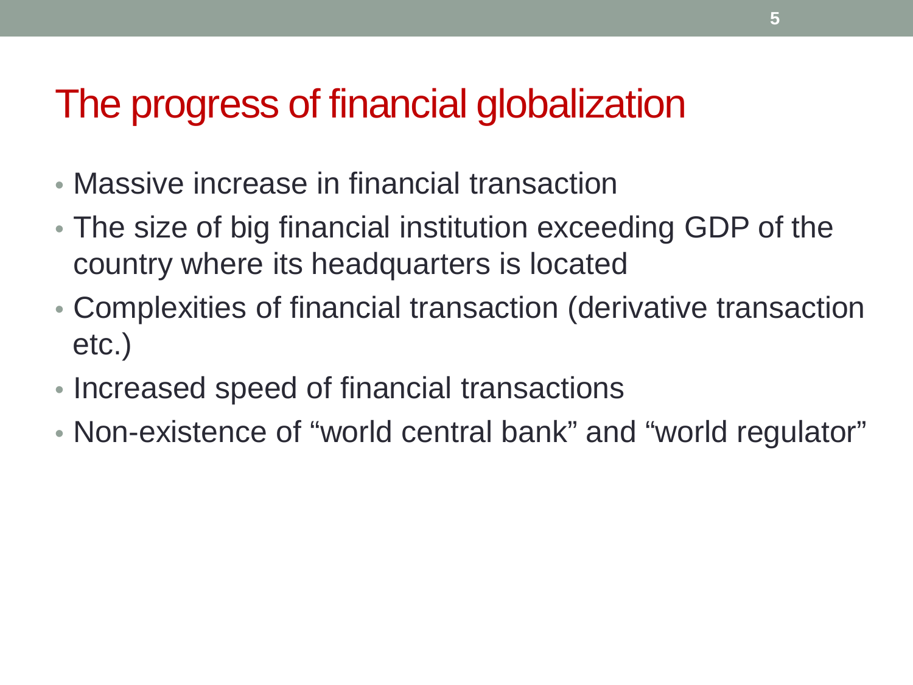# The progress of financial globalization

- Massive increase in financial transaction
- The size of big financial institution exceeding GDP of the country where its headquarters is located
- Complexities of financial transaction (derivative transaction etc.)
- Increased speed of financial transactions
- Non-existence of "world central bank" and "world regulator"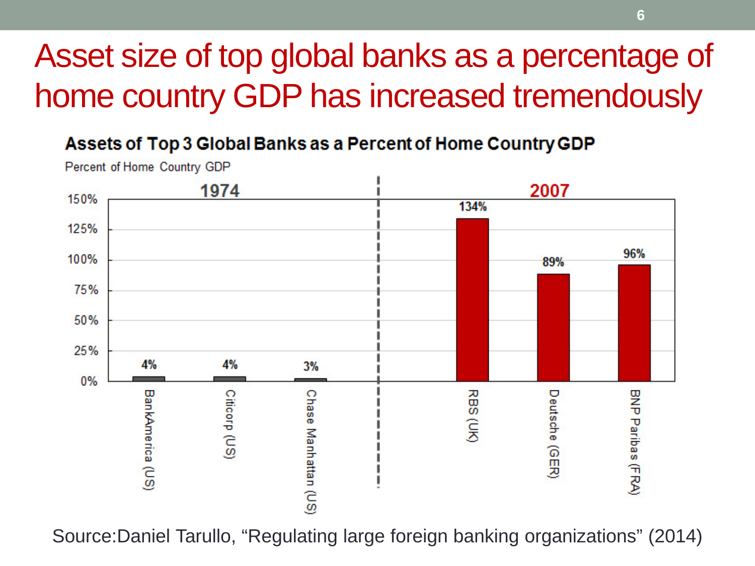# Asset size of top global banks as a percentage of home country GDP has increased tremendously

**Assets of Top 3 Global Banks as a Percent of Home Country GDP**

Percent of Home Country GDP

| Year | Bank | Percent of Home Country GDP |
|---|---|---|
| 1974 | BankAmerica (US) | 4% |
| 1974 | Citicorp (US) | 4% |
| 1974 | Chase Manhattan (US) | 3% |
| 2007 | RBS (UK) | 134% |
| 2007 | Deutsche (GER) | 89% |
| 2007 | BNP Paribas (FRA) | 96% |

Source:Daniel Tarullo, "Regulating large foreign banking organizations" (2014)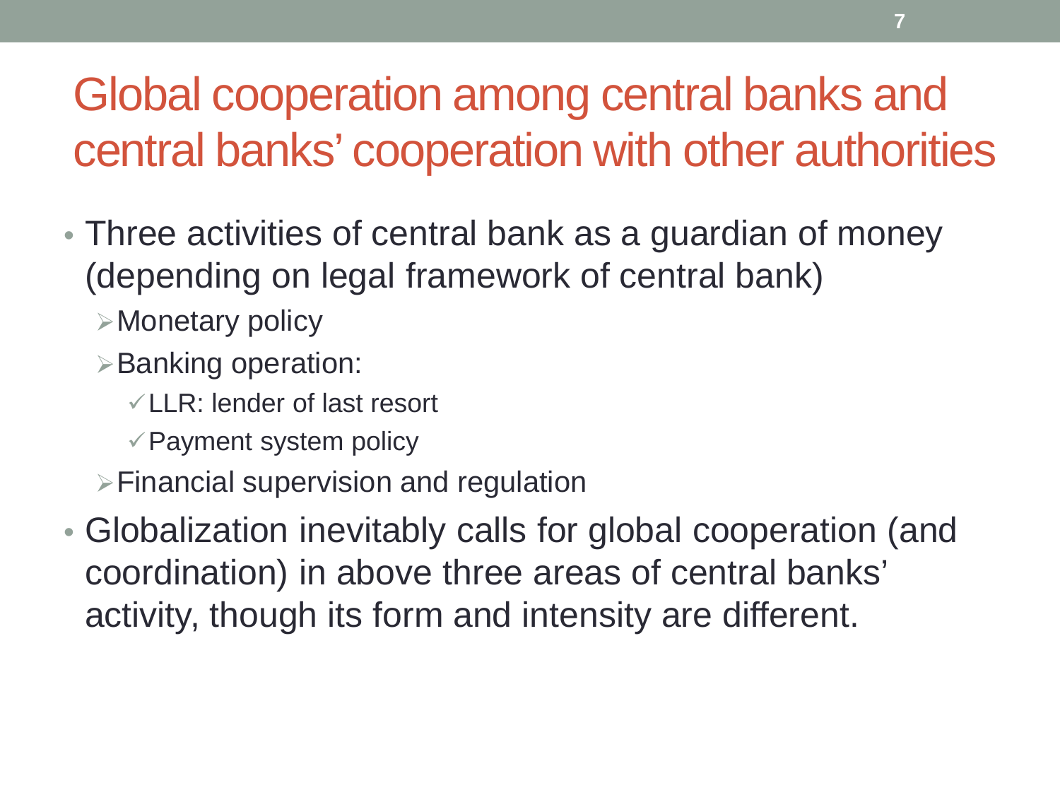# Global cooperation among central banks and central banks' cooperation with other authorities

- Three activities of central bank as a guardian of money (depending on legal framework of central bank)
  - Monetary policy
  - Banking operation:
    - LLR: lender of last resort
    - Payment system policy
  - Financial supervision and regulation
- Globalization inevitably calls for global cooperation (and coordination) in above three areas of central banks' activity, though its form and intensity are different.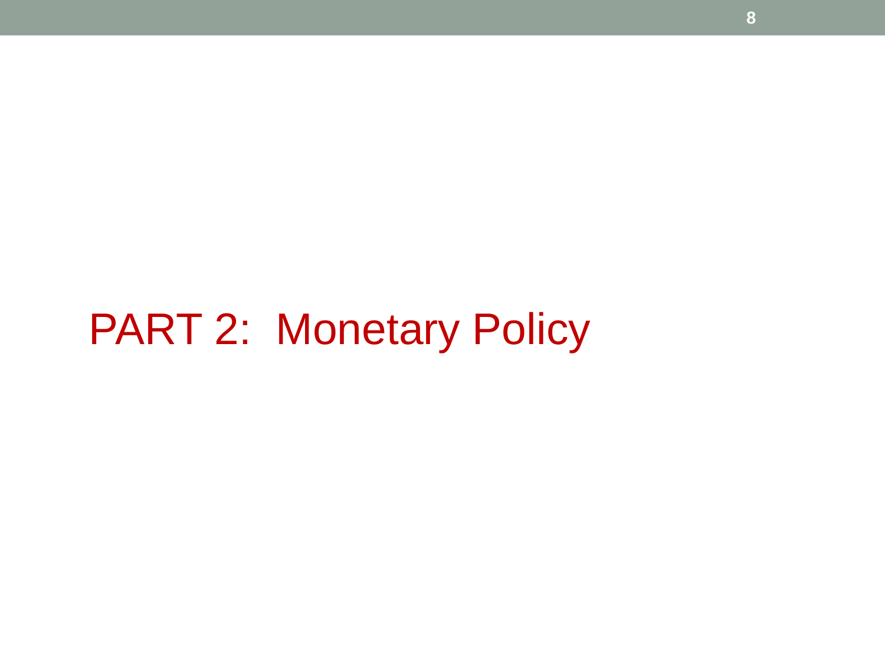# PART 2:  Monetary Policy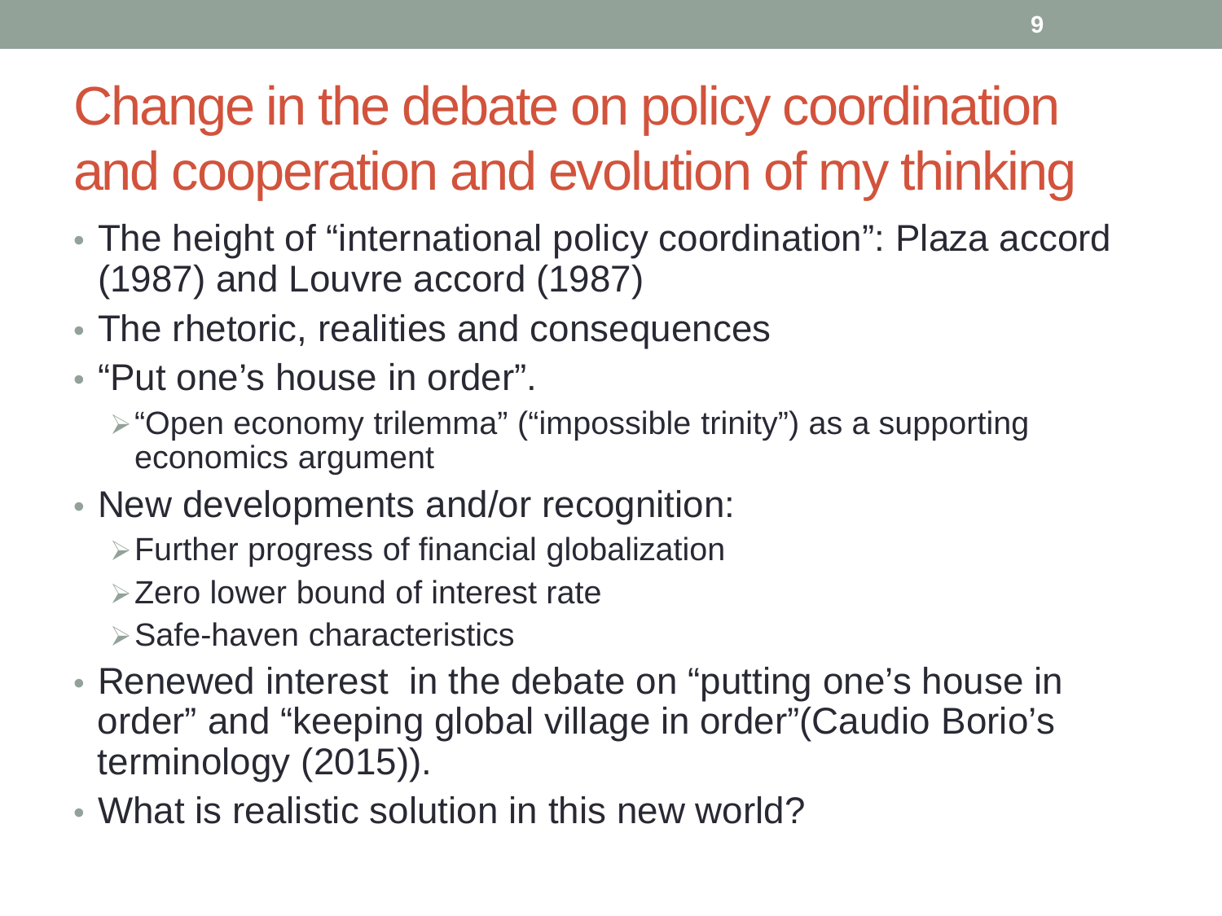# Change in the debate on policy coordination and cooperation and evolution of my thinking

- The height of "international policy coordination": Plaza accord (1987) and Louvre accord (1987)
- The rhetoric, realities and consequences
- "Put one's house in order".
  - "Open economy trilemma" ("impossible trinity") as a supporting economics argument
- New developments and/or recognition:
  - Further progress of financial globalization
  - Zero lower bound of interest rate
  - Safe-haven characteristics
- Renewed interest in the debate on "putting one's house in order" and "keeping global village in order"(Caudio Borio's terminology (2015)).
- What is realistic solution in this new world?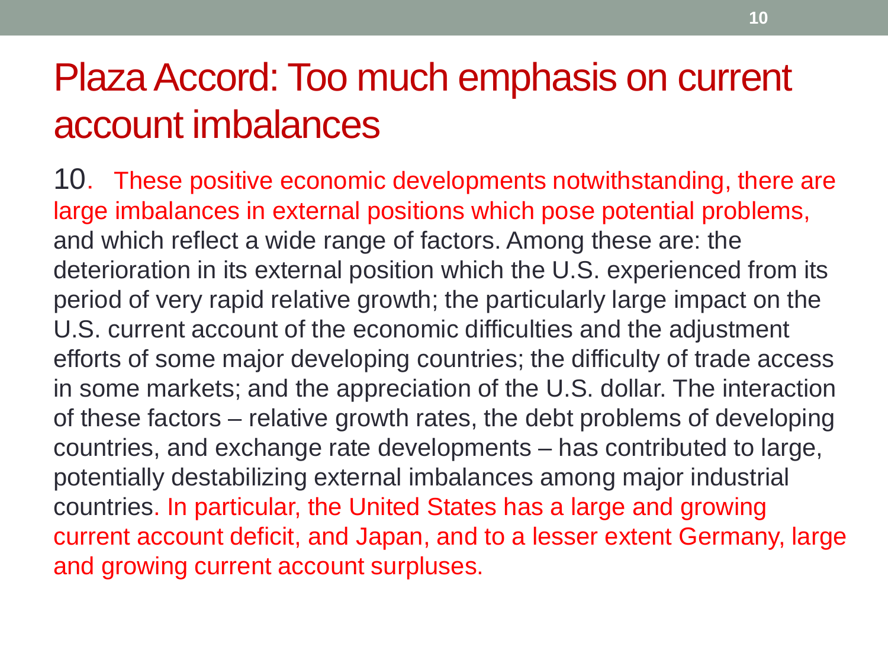# Plaza Accord: Too much emphasis on current account imbalances

10. These positive economic developments notwithstanding, there are large imbalances in external positions which pose potential problems, and which reflect a wide range of factors. Among these are: the deterioration in its external position which the U.S. experienced from its period of very rapid relative growth; the particularly large impact on the U.S. current account of the economic difficulties and the adjustment efforts of some major developing countries; the difficulty of trade access in some markets; and the appreciation of the U.S. dollar. The interaction of these factors – relative growth rates, the debt problems of developing countries, and exchange rate developments – has contributed to large, potentially destabilizing external imbalances among major industrial countries. In particular, the United States has a large and growing current account deficit, and Japan, and to a lesser extent Germany, large and growing current account surpluses.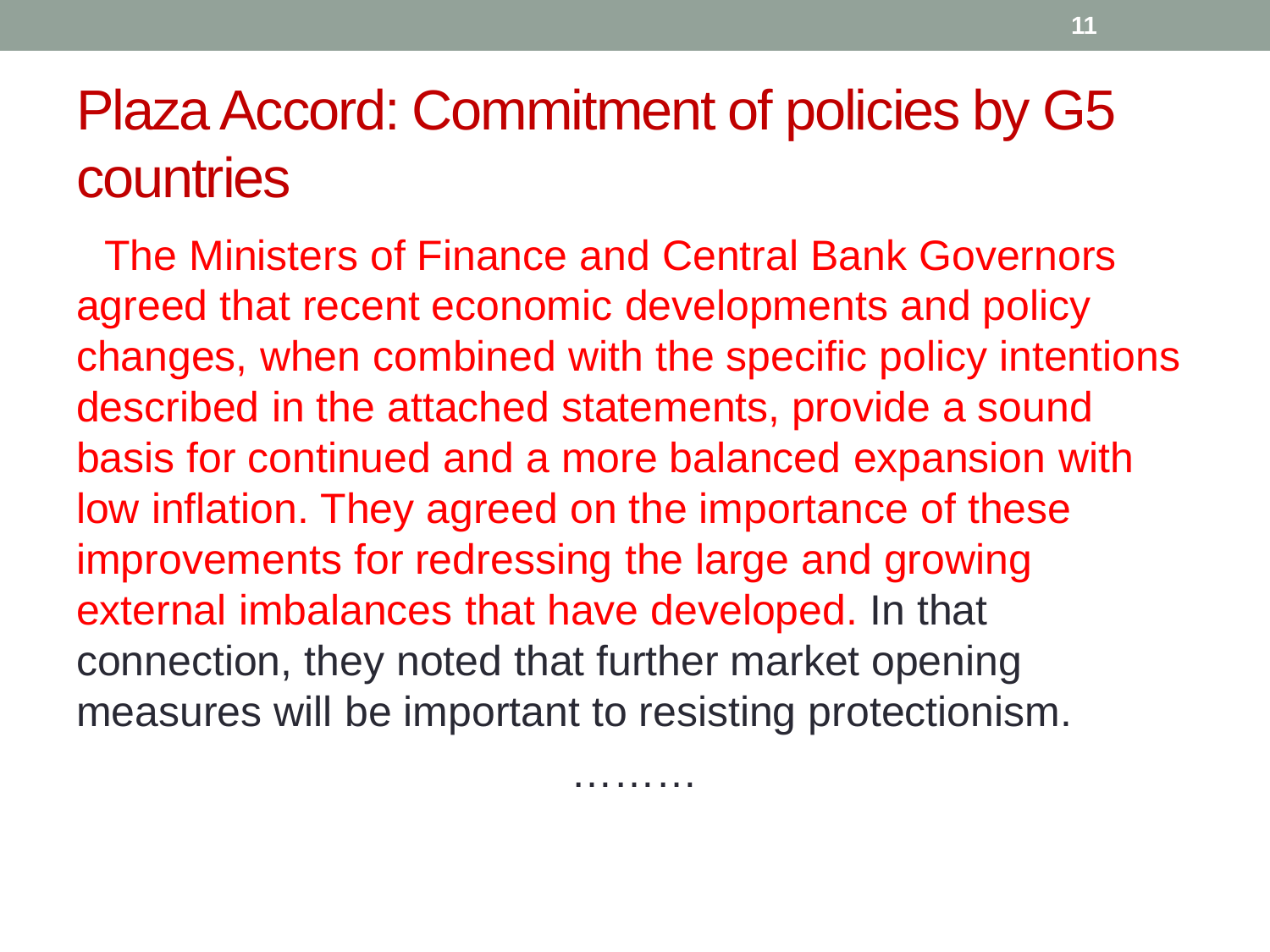# Plaza Accord: Commitment of policies by G5 countries

The Ministers of Finance and Central Bank Governors agreed that recent economic developments and policy changes, when combined with the specific policy intentions described in the attached statements, provide a sound basis for continued and a more balanced expansion with low inflation. They agreed on the importance of these improvements for redressing the large and growing external imbalances that have developed. In that connection, they noted that further market opening measures will be important to resisting protectionism.

………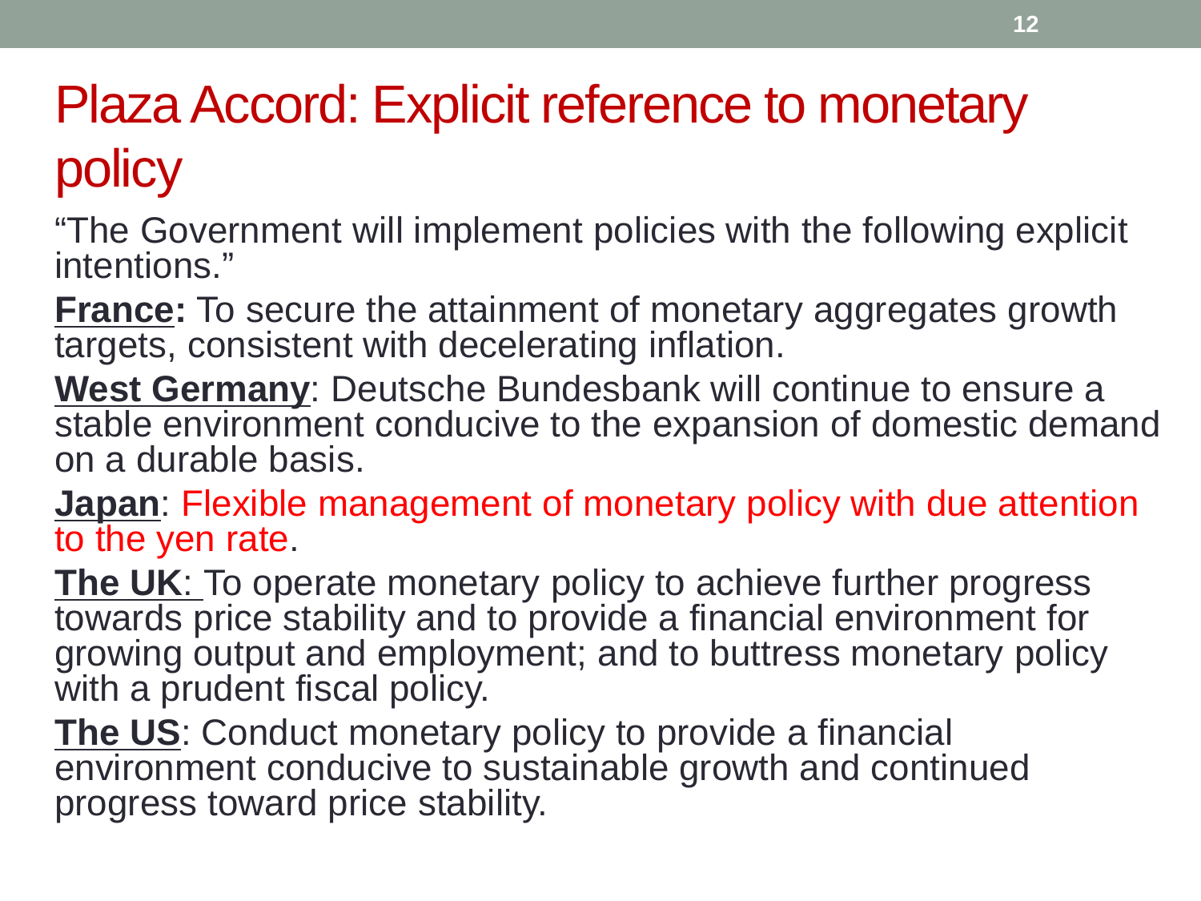# Plaza Accord: Explicit reference to monetary policy

"The Government will implement policies with the following explicit intentions."

**France:** To secure the attainment of monetary aggregates growth targets, consistent with decelerating inflation.

**West Germany**: Deutsche Bundesbank will continue to ensure a stable environment conducive to the expansion of domestic demand on a durable basis.

**Japan**: Flexible management of monetary policy with due attention to the yen rate.

**The UK**: To operate monetary policy to achieve further progress towards price stability and to provide a financial environment for growing output and employment; and to buttress monetary policy with a prudent fiscal policy.

**The US**: Conduct monetary policy to provide a financial environment conducive to sustainable growth and continued progress toward price stability.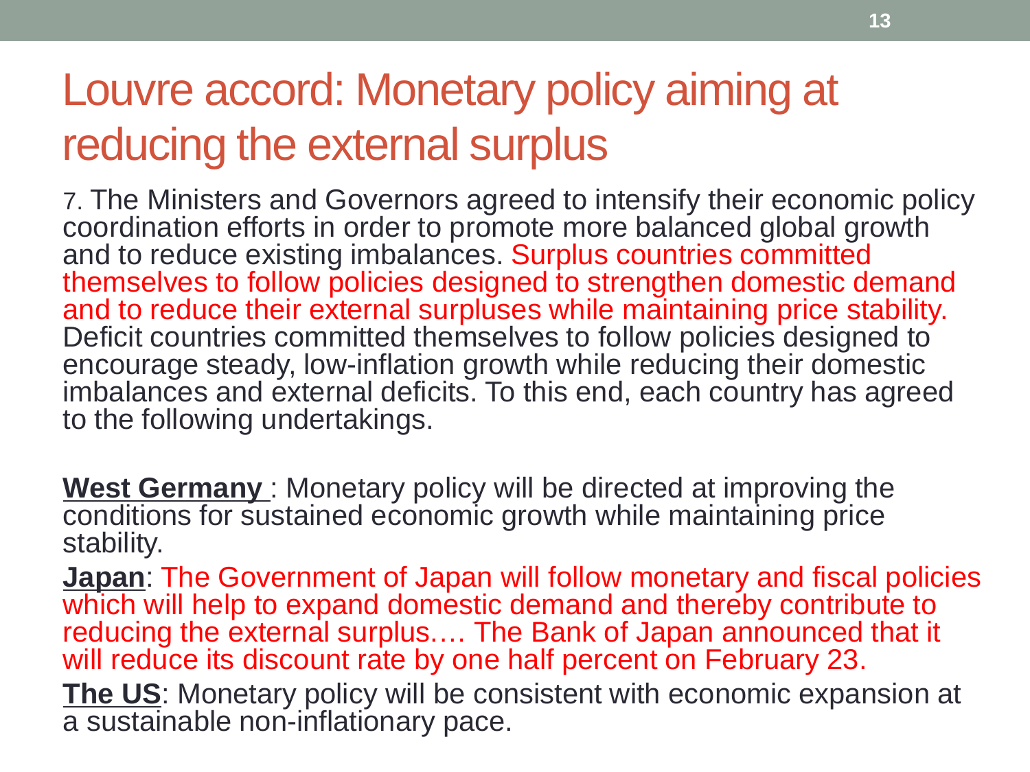# Louvre accord: Monetary policy aiming at reducing the external surplus

7. The Ministers and Governors agreed to intensify their economic policy coordination efforts in order to promote more balanced global growth and to reduce existing imbalances. Surplus countries committed themselves to follow policies designed to strengthen domestic demand and to reduce their external surpluses while maintaining price stability. Deficit countries committed themselves to follow policies designed to encourage steady, low-inflation growth while reducing their domestic imbalances and external deficits. To this end, each country has agreed to the following undertakings.

**West Germany** : Monetary policy will be directed at improving the conditions for sustained economic growth while maintaining price stability.

**Japan**: The Government of Japan will follow monetary and fiscal policies which will help to expand domestic demand and thereby contribute to reducing the external surplus.… The Bank of Japan announced that it will reduce its discount rate by one half percent on February 23.

**The US**: Monetary policy will be consistent with economic expansion at a sustainable non-inflationary pace.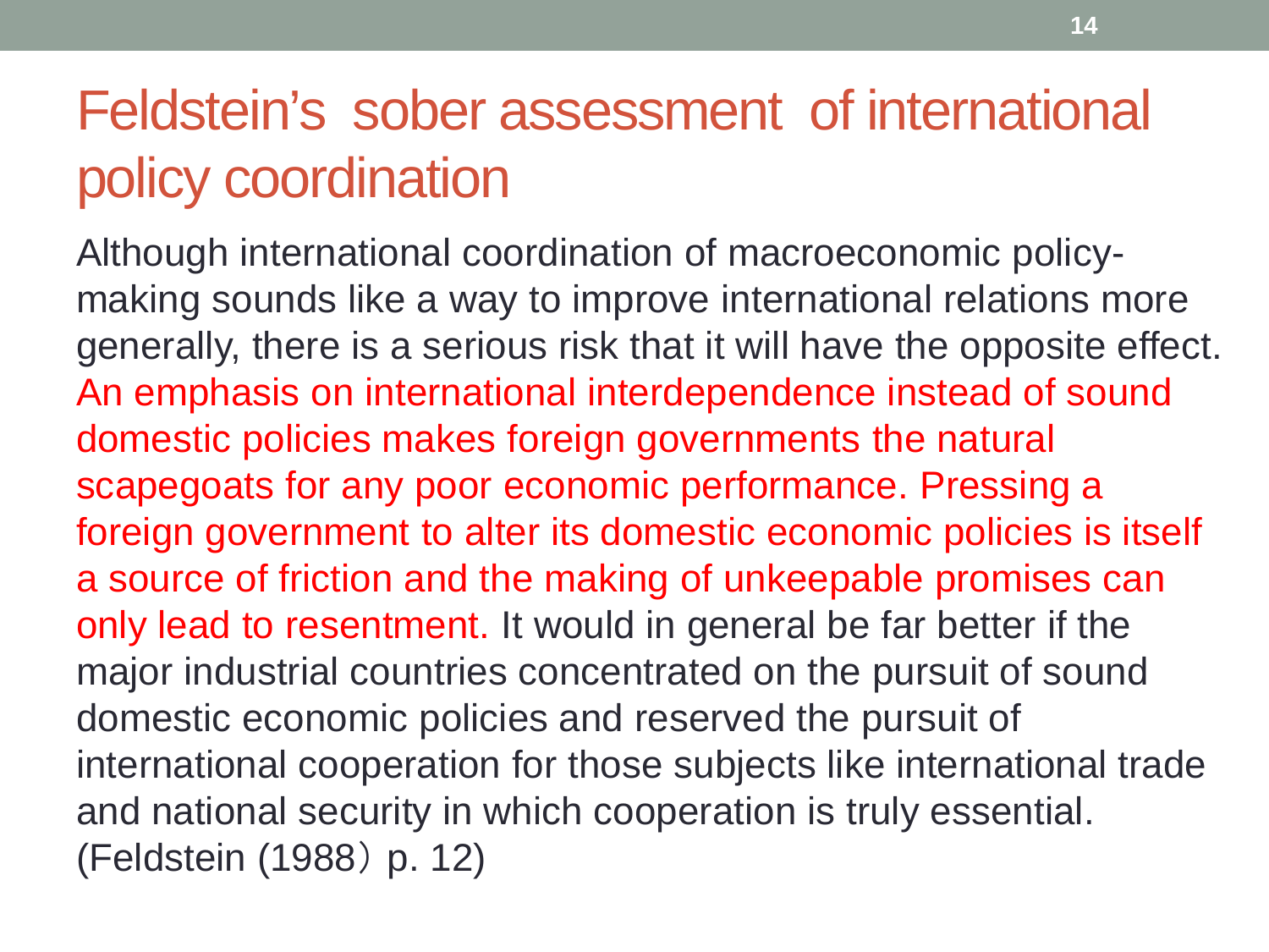# Feldstein's sober assessment of international policy coordination

Although international coordination of macroeconomic policy-making sounds like a way to improve international relations more generally, there is a serious risk that it will have the opposite effect. An emphasis on international interdependence instead of sound domestic policies makes foreign governments the natural scapegoats for any poor economic performance. Pressing a foreign government to alter its domestic economic policies is itself a source of friction and the making of unkeepable promises can only lead to resentment. It would in general be far better if the major industrial countries concentrated on the pursuit of sound domestic economic policies and reserved the pursuit of international cooperation for those subjects like international trade and national security in which cooperation is truly essential. (Feldstein (1988） p. 12)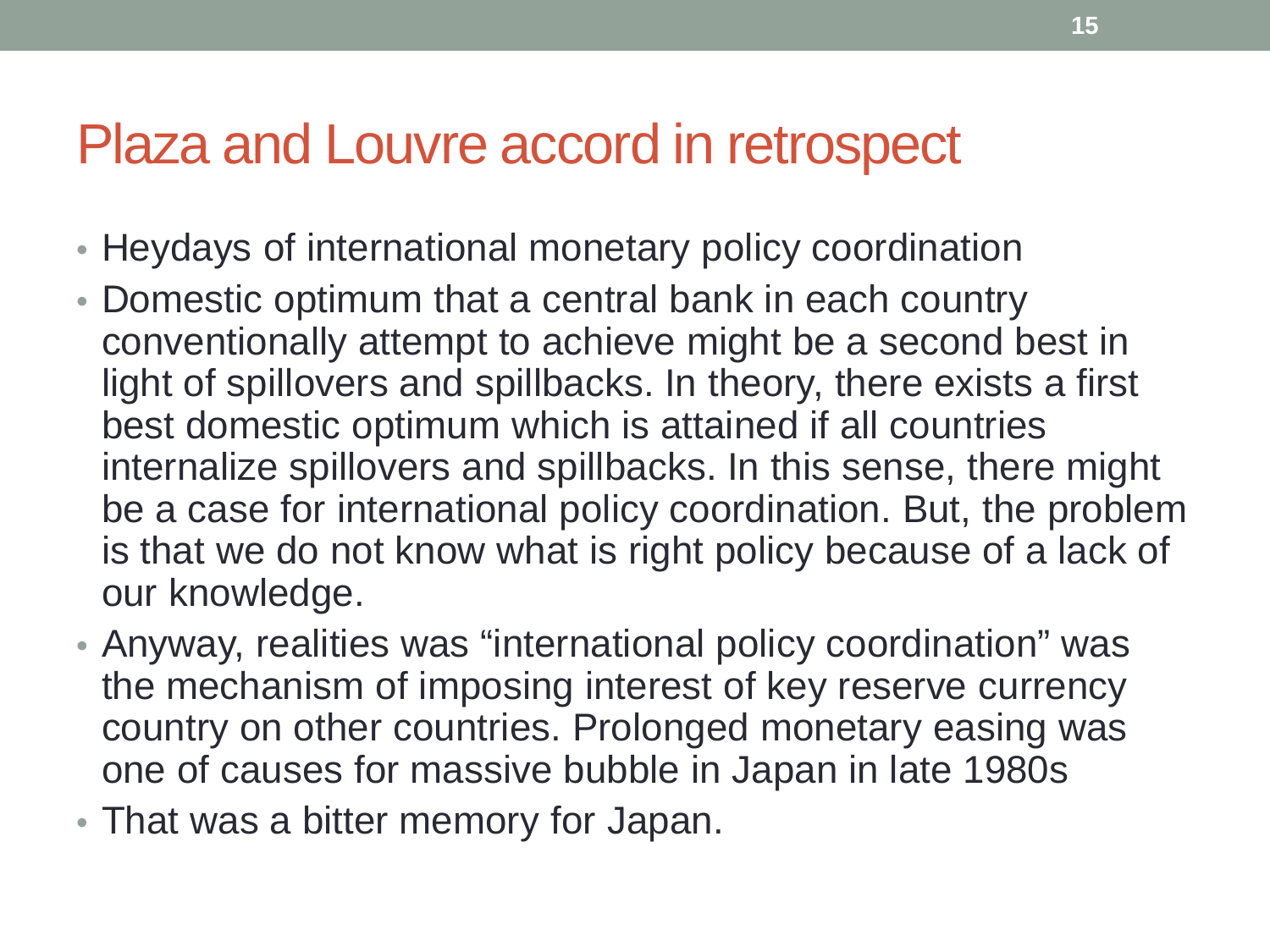# Plaza and Louvre accord in retrospect

- Heydays of international monetary policy coordination
- Domestic optimum that a central bank in each country conventionally attempt to achieve might be a second best in light of spillovers and spillbacks. In theory, there exists a first best domestic optimum which is attained if all countries internalize spillovers and spillbacks. In this sense, there might be a case for international policy coordination. But, the problem is that we do not know what is right policy because of a lack of our knowledge.
- Anyway, realities was "international policy coordination" was the mechanism of imposing interest of key reserve currency country on other countries. Prolonged monetary easing was one of causes for massive bubble in Japan in late 1980s
- That was a bitter memory for Japan.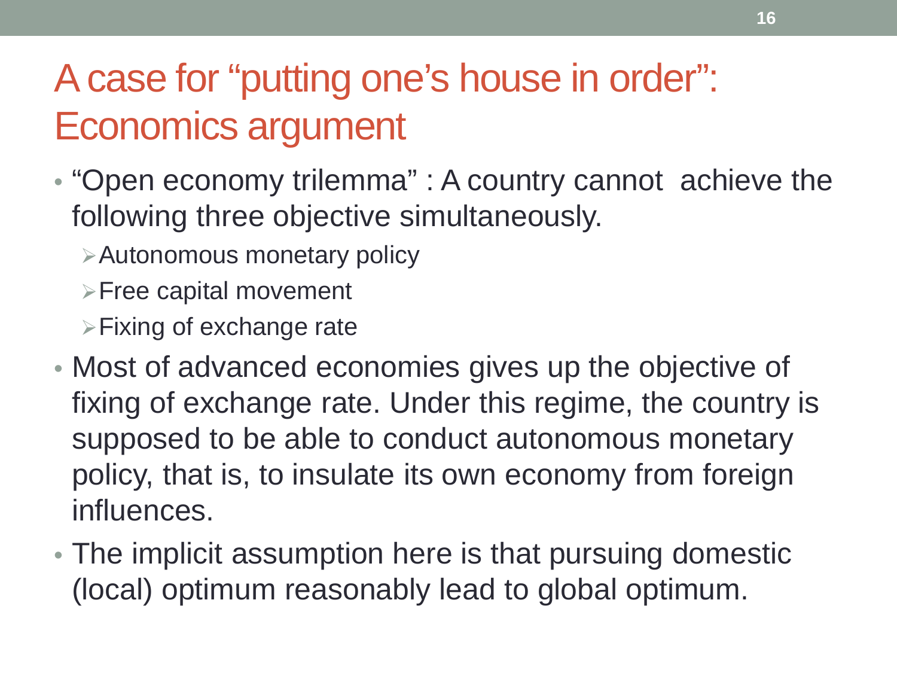# A case for "putting one's house in order": Economics argument

- "Open economy trilemma" : A country cannot achieve the following three objective simultaneously.
  - Autonomous monetary policy
  - Free capital movement
  - Fixing of exchange rate
- Most of advanced economies gives up the objective of fixing of exchange rate. Under this regime, the country is supposed to be able to conduct autonomous monetary policy, that is, to insulate its own economy from foreign influences.
- The implicit assumption here is that pursuing domestic (local) optimum reasonably lead to global optimum.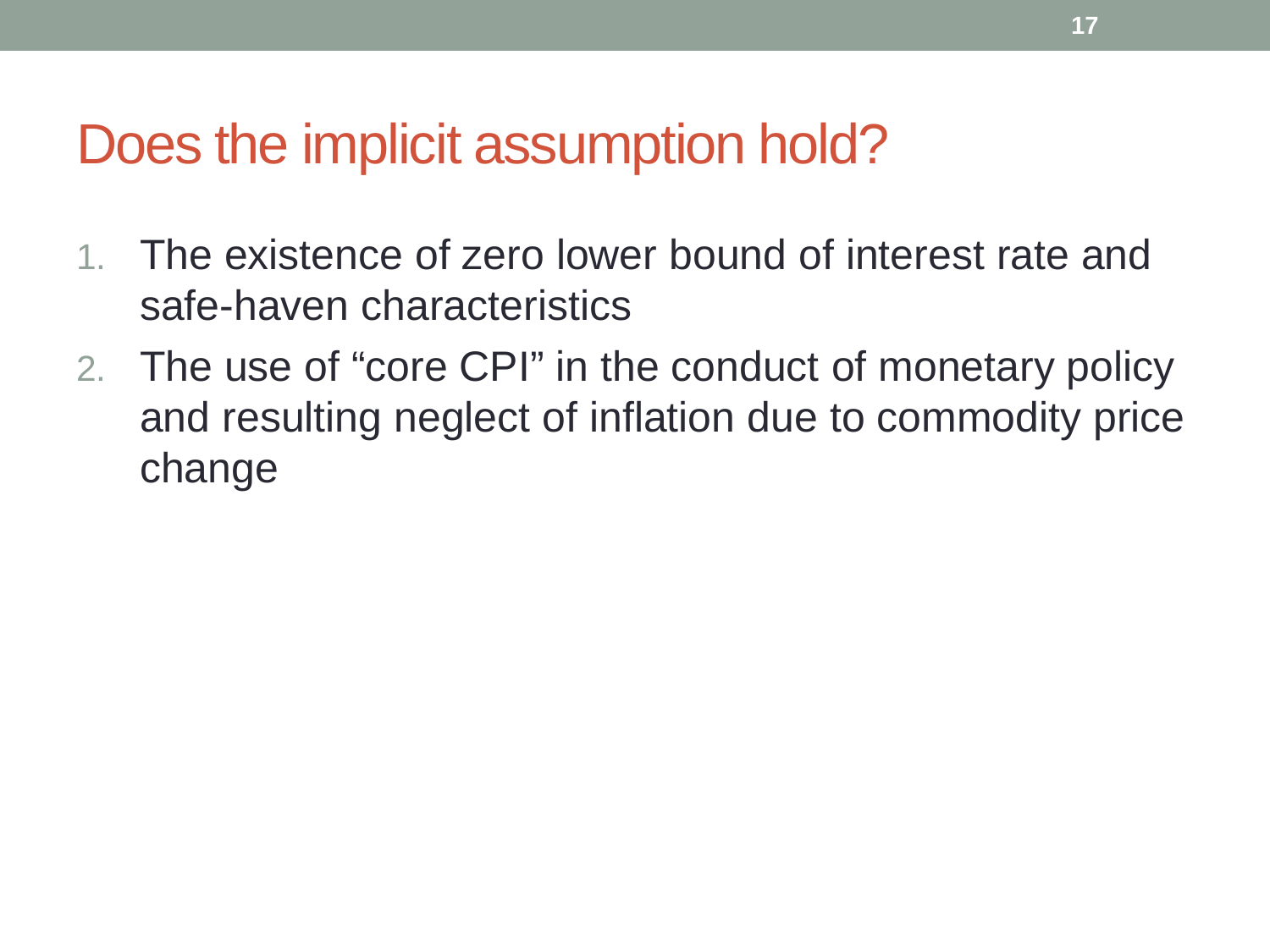# Does the implicit assumption hold?

1. The existence of zero lower bound of interest rate and safe-haven characteristics
2. The use of “core CPI” in the conduct of monetary policy and resulting neglect of inflation due to commodity price change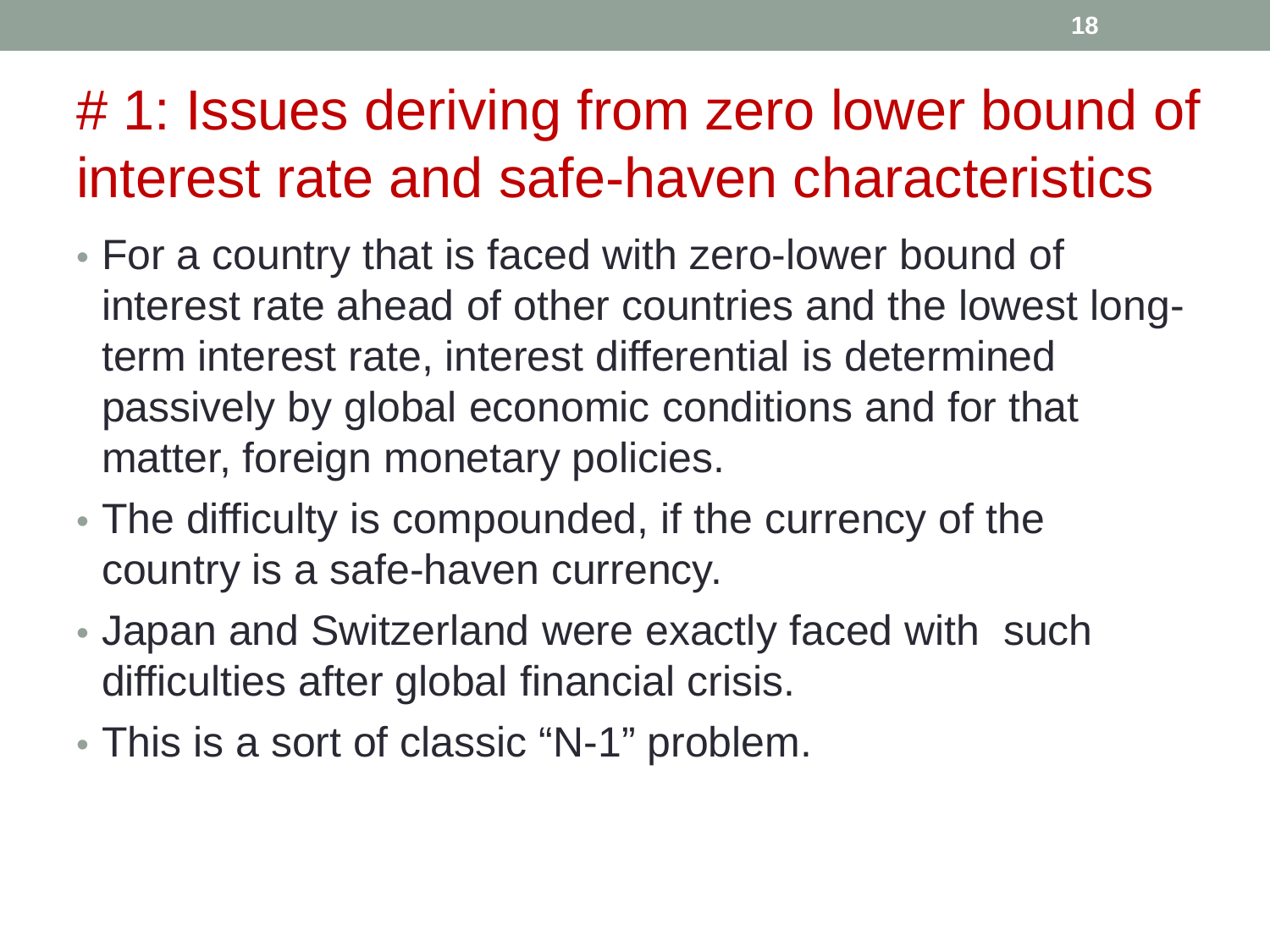# # 1: Issues deriving from zero lower bound of interest rate and safe-haven characteristics

- For a country that is faced with zero-lower bound of interest rate ahead of other countries and the lowest long-term interest rate, interest differential is determined passively by global economic conditions and for that matter, foreign monetary policies.
- The difficulty is compounded, if the currency of the country is a safe-haven currency.
- Japan and Switzerland were exactly faced with such difficulties after global financial crisis.
- This is a sort of classic “N-1” problem.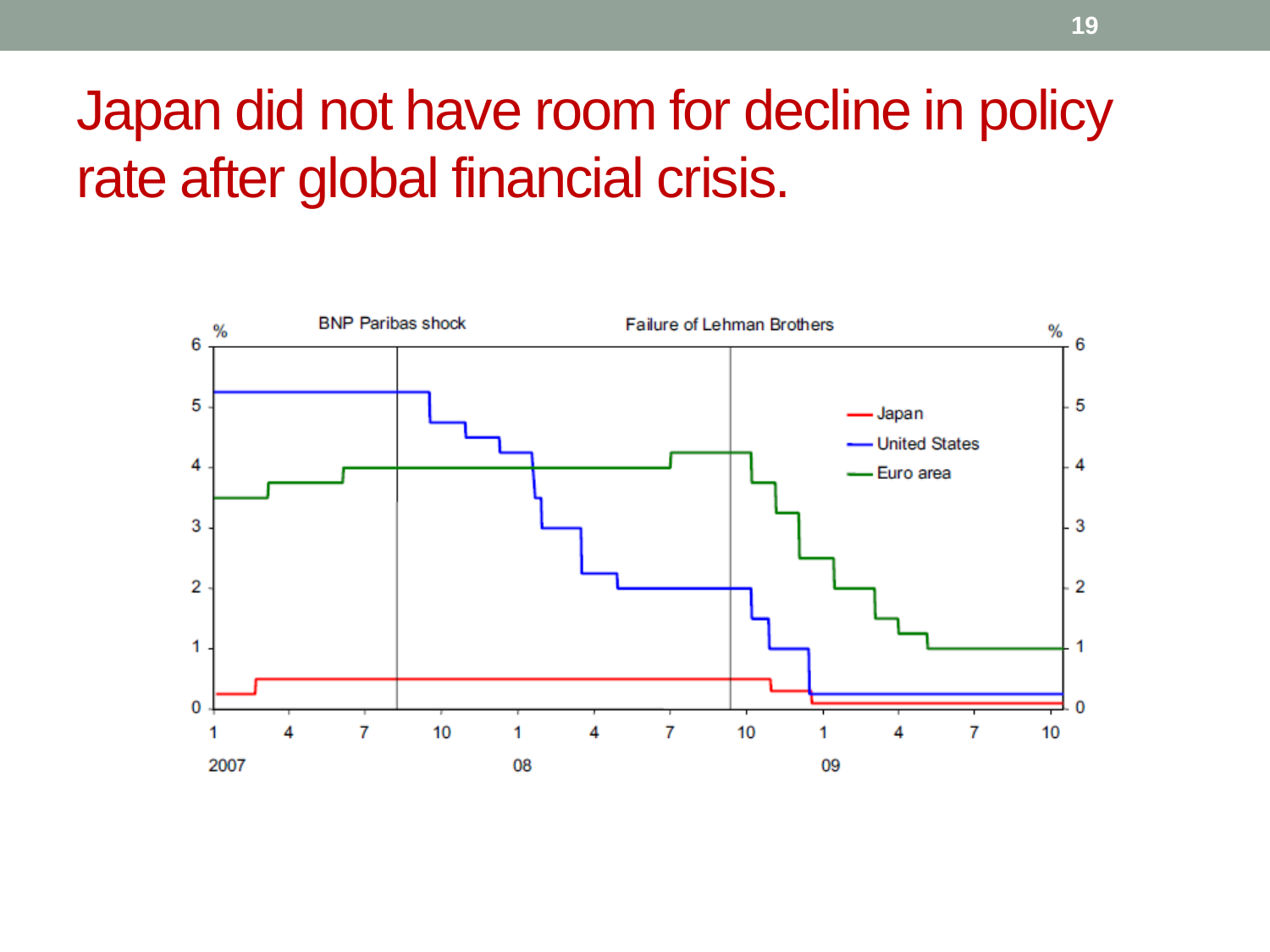# Japan did not have room for decline in policy rate after global financial crisis.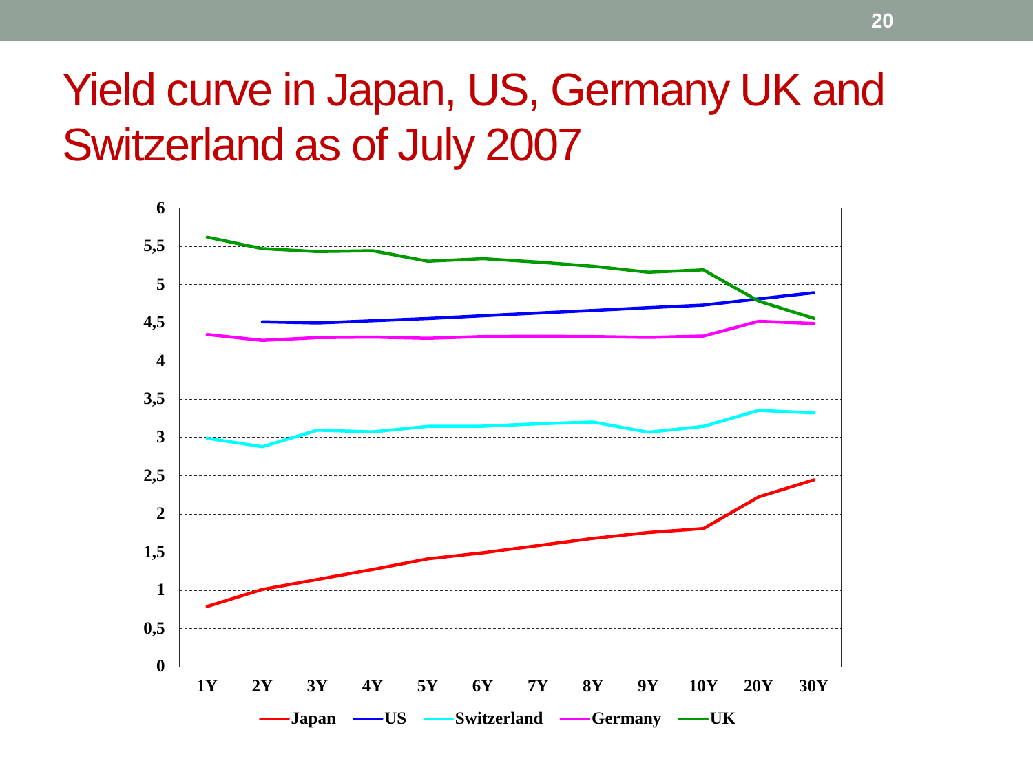# Yield curve in Japan, US, Germany UK and Switzerland as of July 2007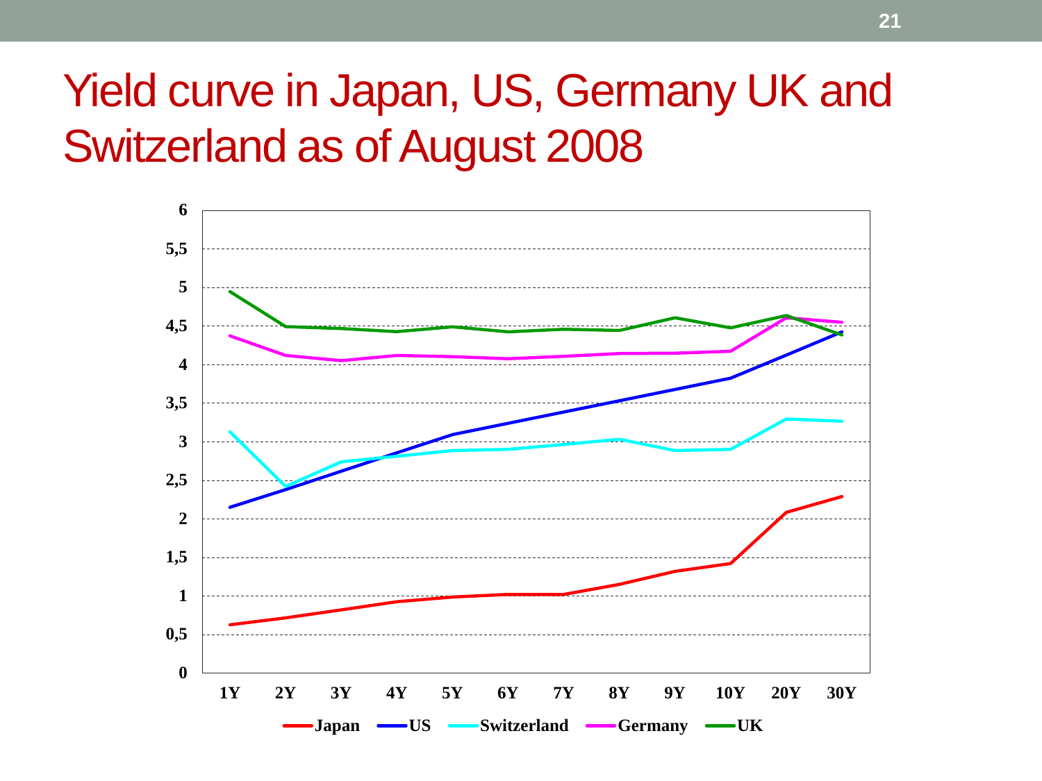# Yield curve in Japan, US, Germany UK and Switzerland as of August 2008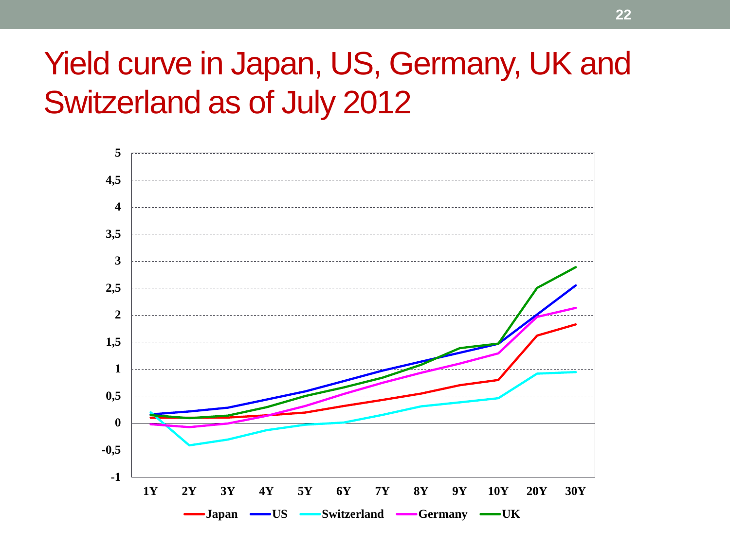# Yield curve in Japan, US, Germany, UK and Switzerland as of July 2012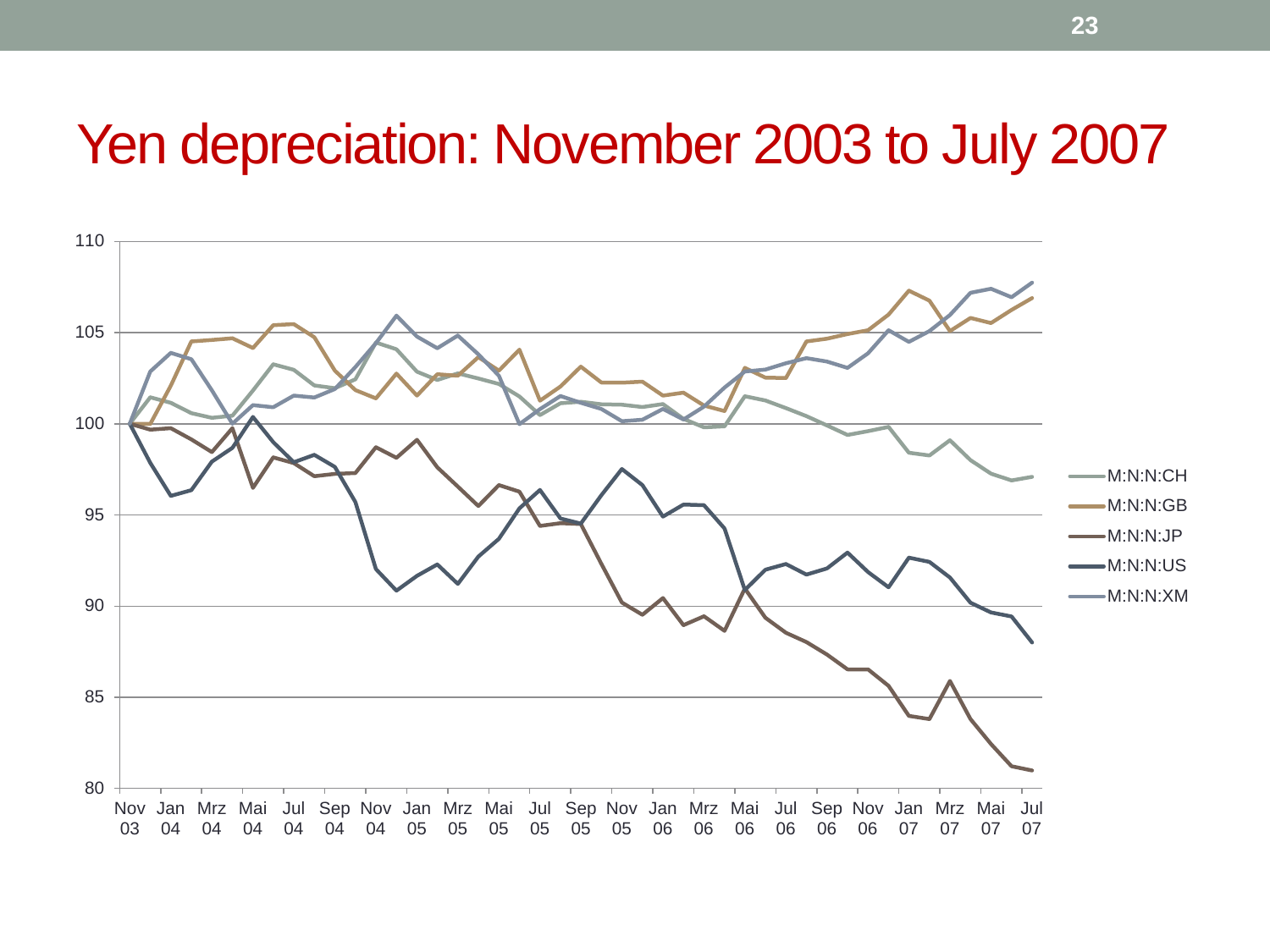# Yen depreciation: November 2003 to July 2007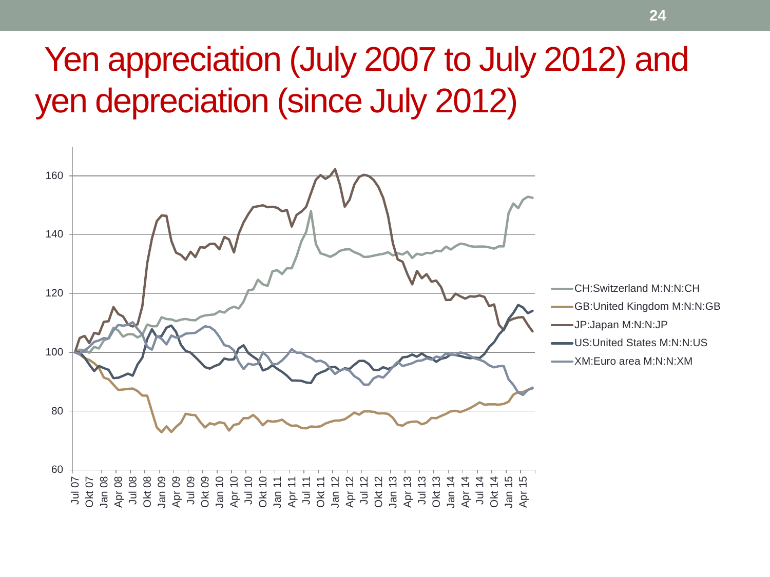# Yen appreciation (July 2007 to July 2012) and yen depreciation (since July 2012)

- CH:Switzerland M:N:N:CH
- GB:United Kingdom M:N:N:GB
- JP:Japan M:N:N:JP
- US:United States M:N:N:US
- XM:Euro area M:N:N:XM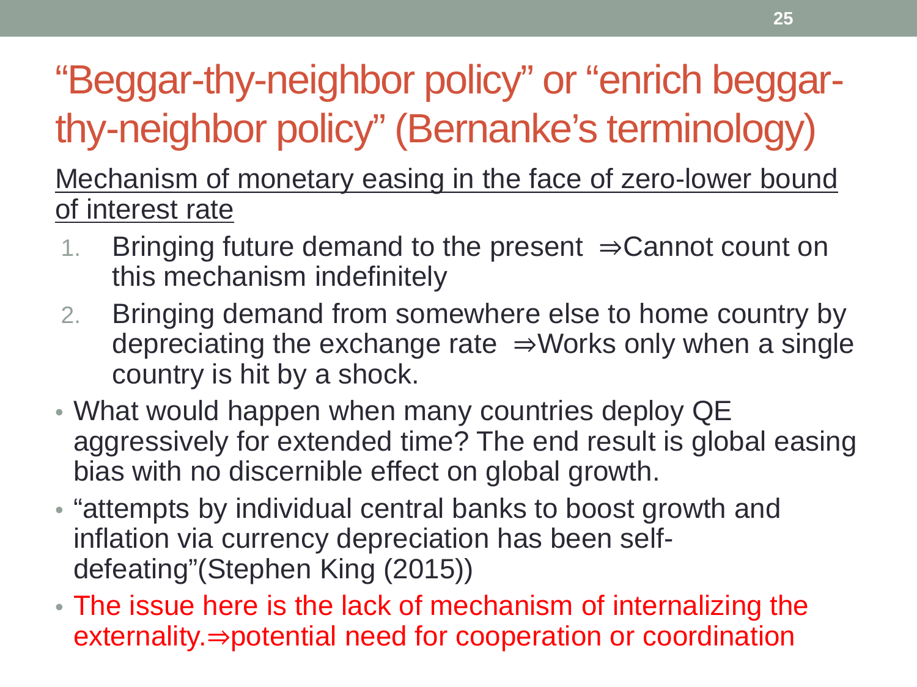# "Beggar-thy-neighbor policy" or "enrich beggar-thy-neighbor policy" (Bernanke's terminology)

<u>Mechanism of monetary easing in the face of zero-lower bound of interest rate</u>

1. Bringing future demand to the present ⇒Cannot count on this mechanism indefinitely
2. Bringing demand from somewhere else to home country by depreciating the exchange rate ⇒Works only when a single country is hit by a shock.

- What would happen when many countries deploy QE aggressively for extended time? The end result is global easing bias with no discernible effect on global growth.
- "attempts by individual central banks to boost growth and inflation via currency depreciation has been self-defeating"(Stephen King (2015))
- The issue here is the lack of mechanism of internalizing the externality.⇒potential need for cooperation or coordination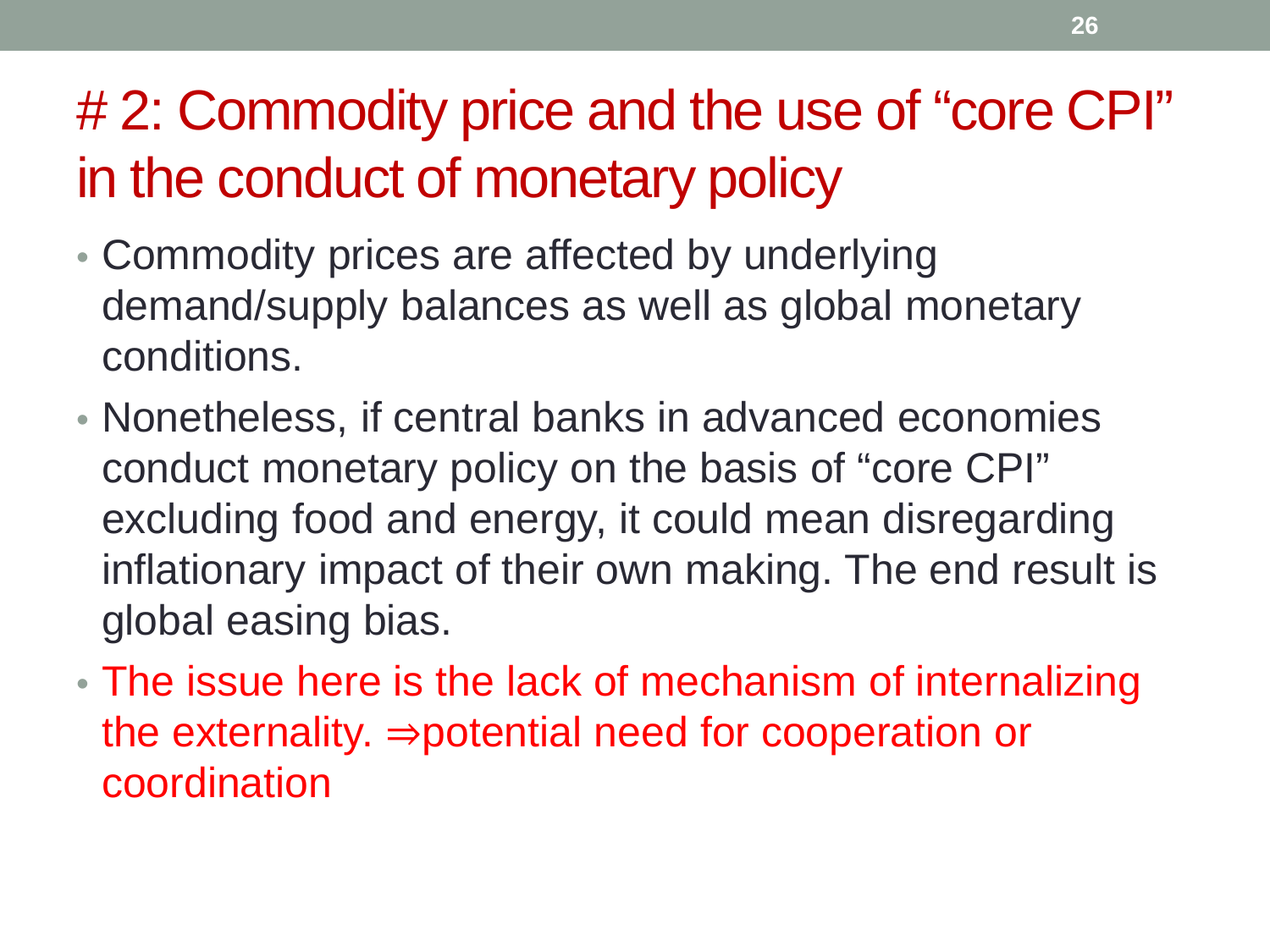# # 2: Commodity price and the use of "core CPI" in the conduct of monetary policy

- Commodity prices are affected by underlying demand/supply balances as well as global monetary conditions.
- Nonetheless, if central banks in advanced economies conduct monetary policy on the basis of "core CPI" excluding food and energy, it could mean disregarding inflationary impact of their own making. The end result is global easing bias.
- The issue here is the lack of mechanism of internalizing the externality. ⇒potential need for cooperation or coordination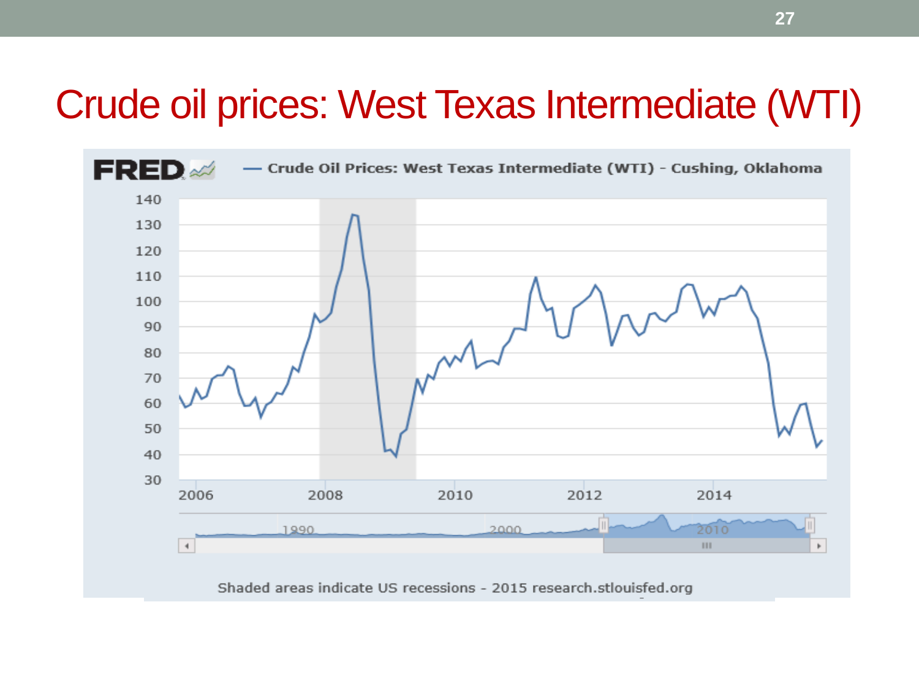# Crude oil prices: West Texas Intermediate (WTI)

FRED — Crude Oil Prices: West Texas Intermediate (WTI) - Cushing, Oklahoma

Shaded areas indicate US recessions - 2015 research.stlouisfed.org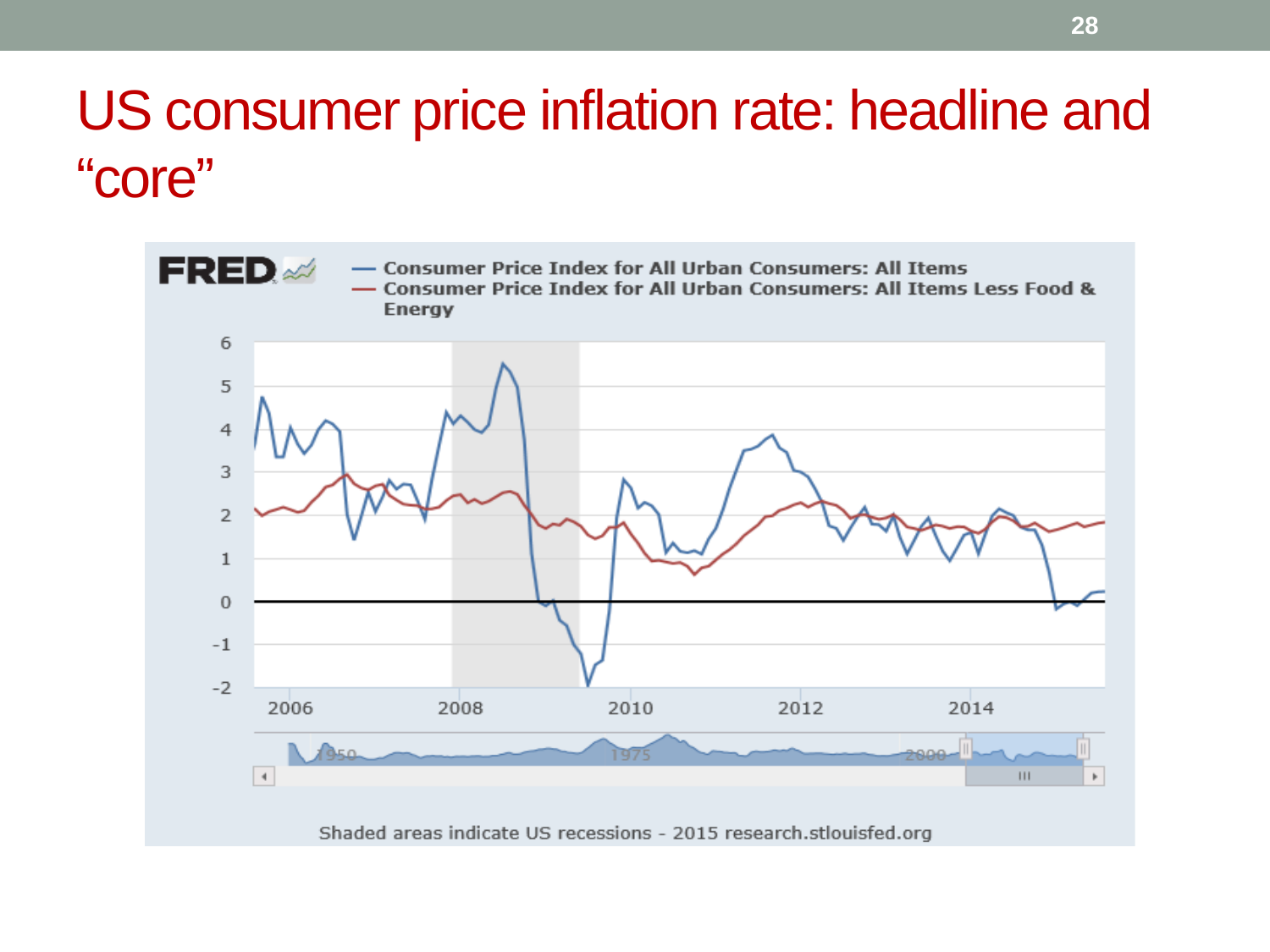# US consumer price inflation rate: headline and "core"

FRED

— Consumer Price Index for All Urban Consumers: All Items
— Consumer Price Index for All Urban Consumers: All Items Less Food & Energy

Shaded areas indicate US recessions - 2015 research.stlouisfed.org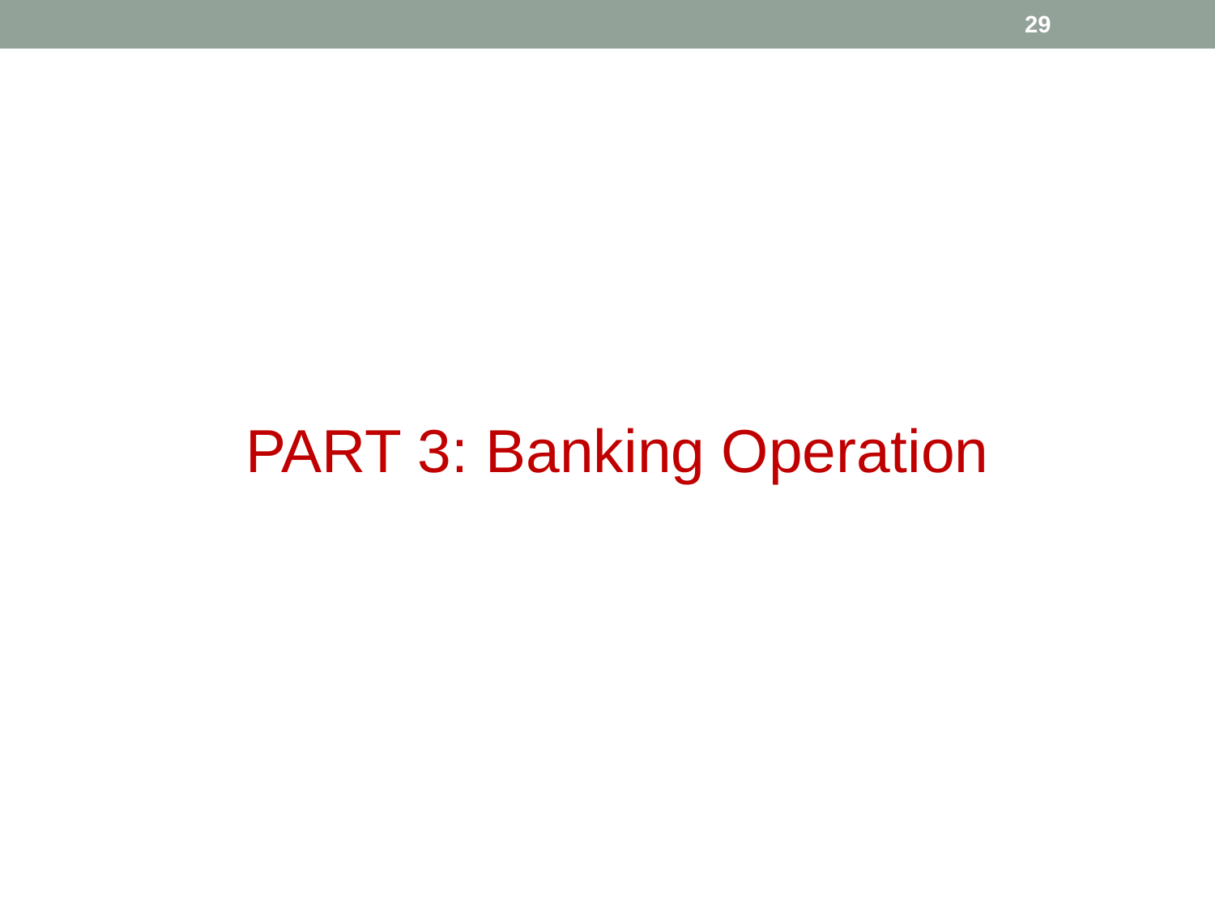# PART 3: Banking Operation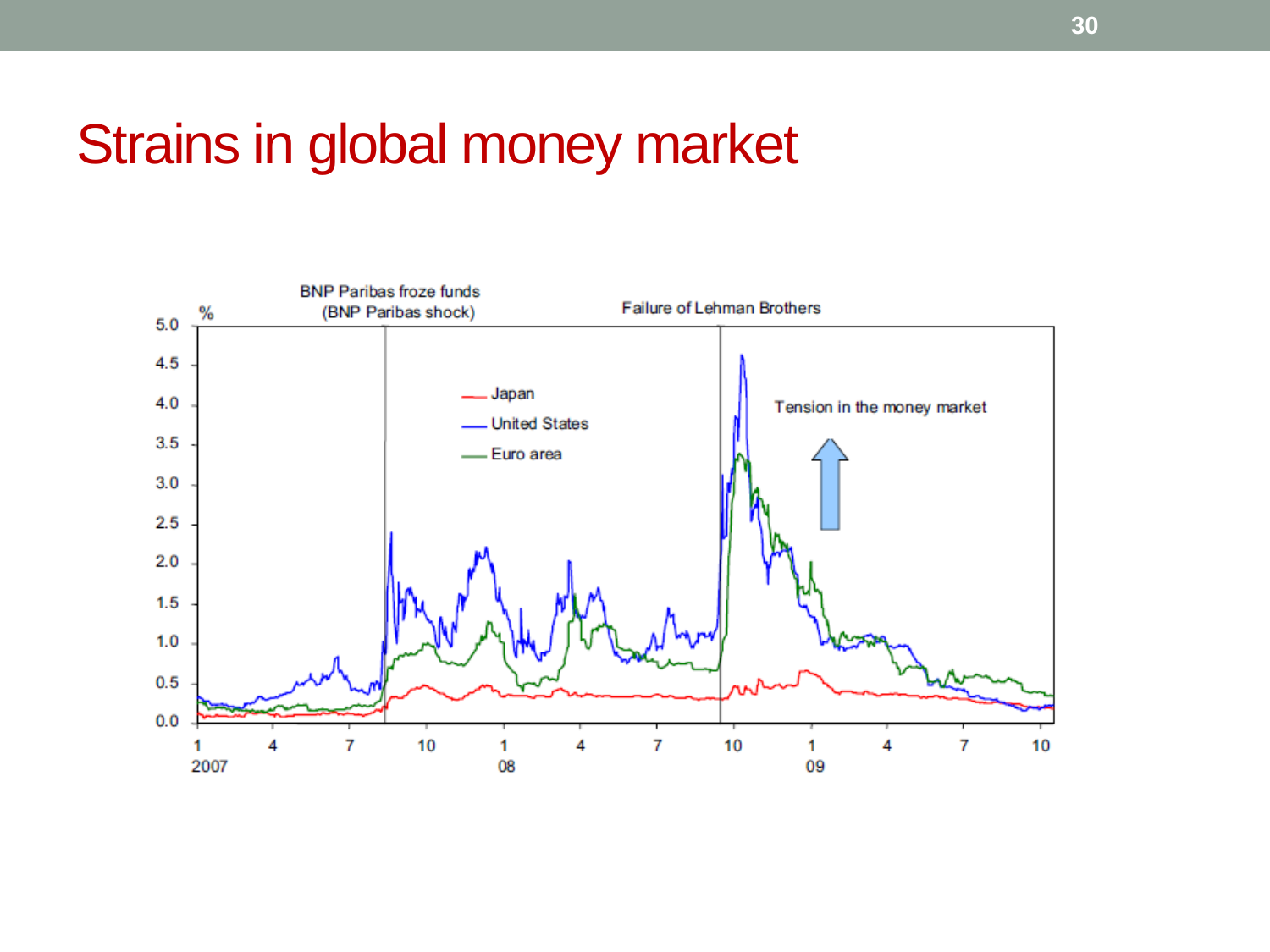# Strains in global money market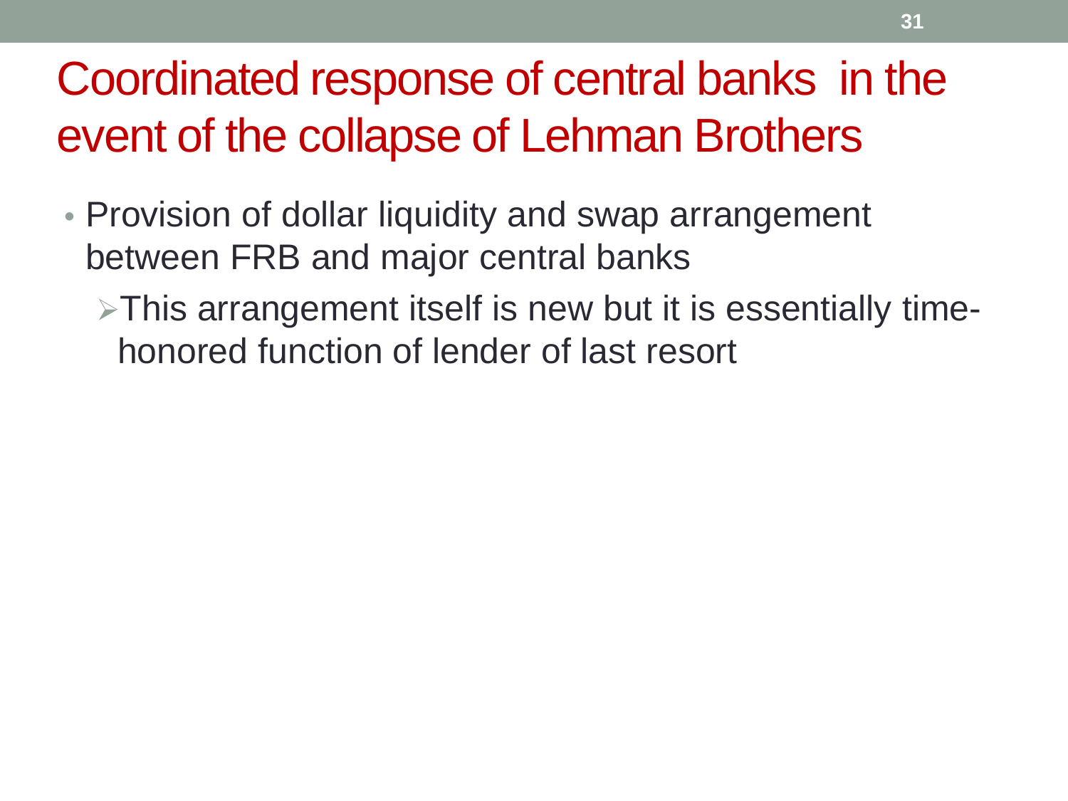# Coordinated response of central banks in the event of the collapse of Lehman Brothers

- Provision of dollar liquidity and swap arrangement between FRB and major central banks
  - This arrangement itself is new but it is essentially time-honored function of lender of last resort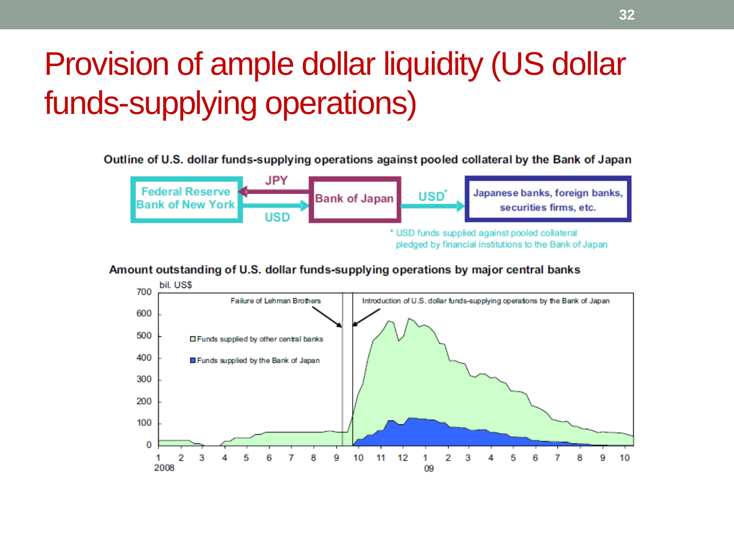# Provision of ample dollar liquidity (US dollar funds-supplying operations)

**Outline of U.S. dollar funds-supplying operations against pooled collateral by the Bank of Japan**

Federal Reserve Bank of New York → USD → Bank of Japan

Bank of Japan → JPY → Federal Reserve Bank of New York

Bank of Japan → USD* → Japanese banks, foreign banks, securities firms, etc.

* USD funds supplied against pooled collateral pledged by financial institutions to the Bank of Japan

**Amount outstanding of U.S. dollar funds-supplying operations by major central banks**

bil. US$

Failure of Lehman Brothers

Introduction of U.S. dollar funds-supplying operations by the Bank of Japan

□ Funds supplied by other central banks

■ Funds supplied by the Bank of Japan

1 2008, 2, 3, 4, 5, 6, 7, 8, 9, 10, 11, 12, 1 09, 2, 3, 4, 5, 6, 7, 8, 9, 10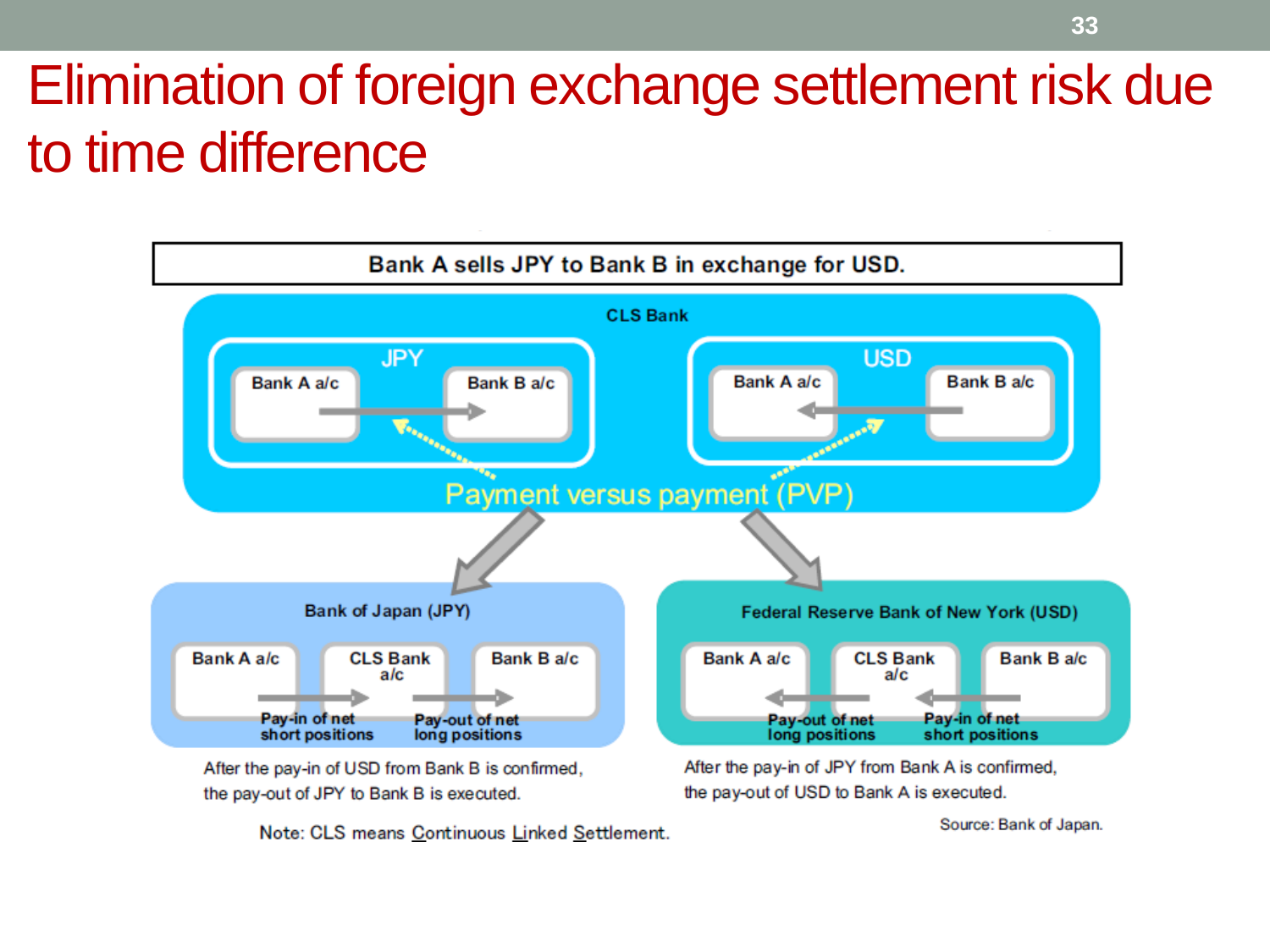# Elimination of foreign exchange settlement risk due to time difference

Bank A sells JPY to Bank B in exchange for USD.

CLS Bank

JPY: Bank A a/c → Bank B a/c

USD: Bank B a/c → Bank A a/c

Payment versus payment (PVP)

**Bank of Japan (JPY)**

Bank A a/c → CLS Bank a/c → Bank B a/c

Pay-in of net short positions | Pay-out of net long positions

After the pay-in of USD from Bank B is confirmed, the pay-out of JPY to Bank B is executed.

**Federal Reserve Bank of New York (USD)**

Bank B a/c → CLS Bank a/c → Bank A a/c

Pay-in of net short positions | Pay-out of net long positions

After the pay-in of JPY from Bank A is confirmed, the pay-out of USD to Bank A is executed.

Note: CLS means Continuous Linked Settlement.

Source: Bank of Japan.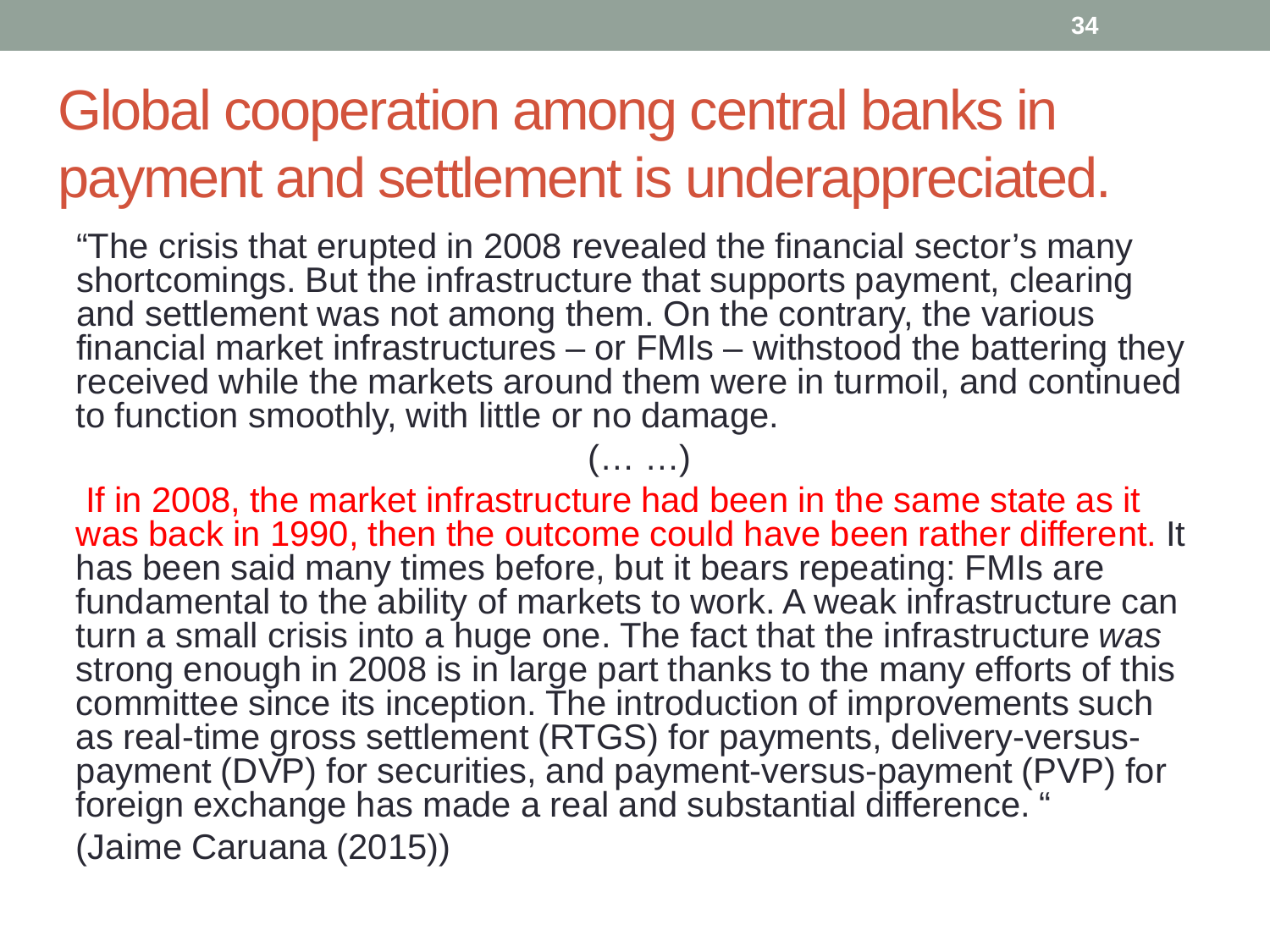# Global cooperation among central banks in payment and settlement is underappreciated.

"The crisis that erupted in 2008 revealed the financial sector's many shortcomings. But the infrastructure that supports payment, clearing and settlement was not among them. On the contrary, the various financial market infrastructures – or FMIs – withstood the battering they received while the markets around them were in turmoil, and continued to function smoothly, with little or no damage.

(… …)

If in 2008, the market infrastructure had been in the same state as it was back in 1990, then the outcome could have been rather different. It has been said many times before, but it bears repeating: FMIs are fundamental to the ability of markets to work. A weak infrastructure can turn a small crisis into a huge one. The fact that the infrastructure *was* strong enough in 2008 is in large part thanks to the many efforts of this committee since its inception. The introduction of improvements such as real-time gross settlement (RTGS) for payments, delivery-versus-payment (DVP) for securities, and payment-versus-payment (PVP) for foreign exchange has made a real and substantial difference. "

(Jaime Caruana (2015))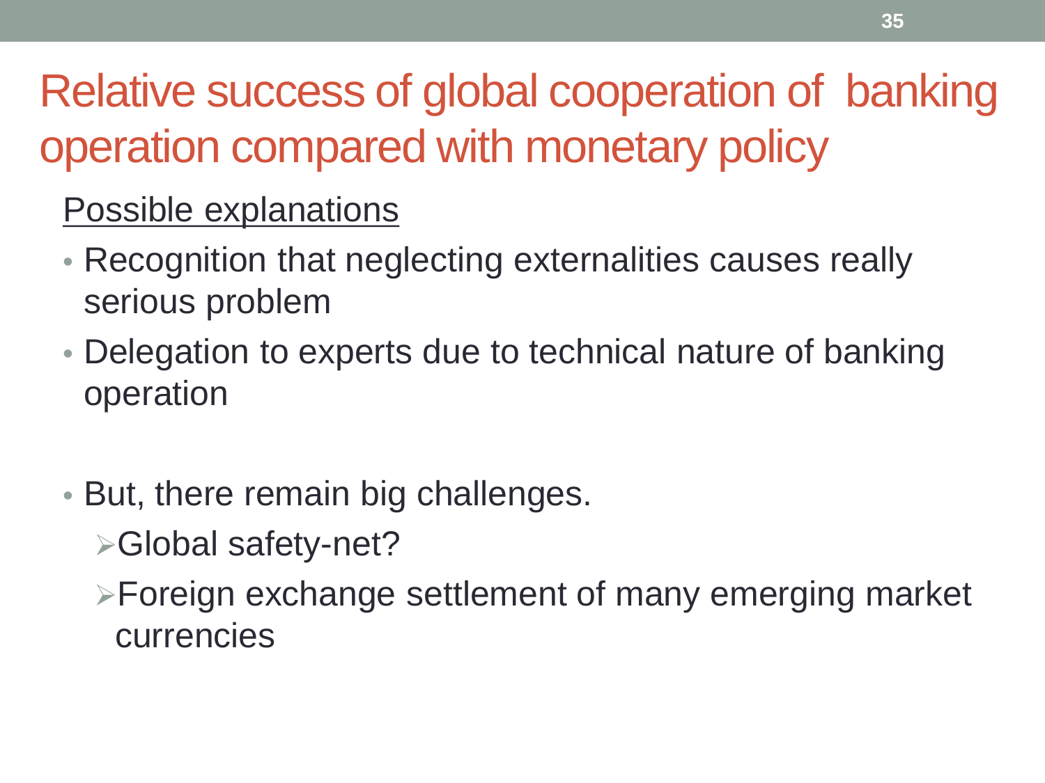# Relative success of global cooperation of banking operation compared with monetary policy

Possible explanations

- Recognition that neglecting externalities causes really serious problem
- Delegation to experts due to technical nature of banking operation

- But, there remain big challenges.
  - Global safety-net?
  - Foreign exchange settlement of many emerging market currencies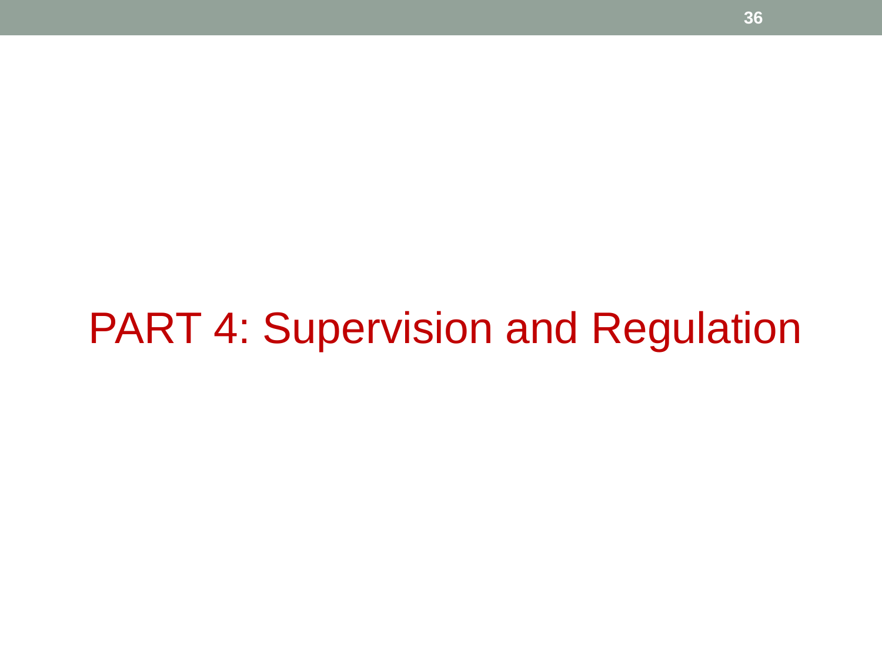# PART 4: Supervision and Regulation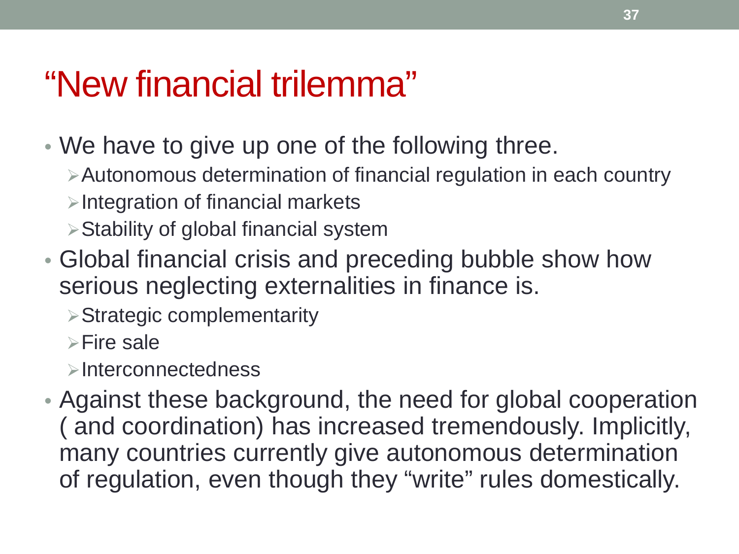# "New financial trilemma"

- We have to give up one of the following three.
  - Autonomous determination of financial regulation in each country
  - Integration of financial markets
  - Stability of global financial system
- Global financial crisis and preceding bubble show how serious neglecting externalities in finance is.
  - Strategic complementarity
  - Fire sale
  - Interconnectedness
- Against these background, the need for global cooperation ( and coordination) has increased tremendously. Implicitly, many countries currently give autonomous determination of regulation, even though they "write" rules domestically.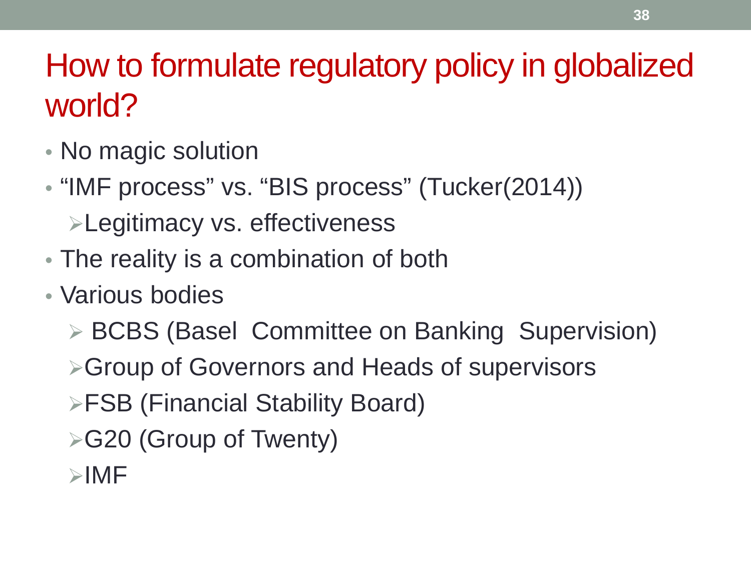# How to formulate regulatory policy in globalized world?

- No magic solution
- "IMF process" vs. "BIS process" (Tucker(2014))
  - Legitimacy vs. effectiveness
- The reality is a combination of both
- Various bodies
  - BCBS (Basel Committee on Banking Supervision)
  - Group of Governors and Heads of supervisors
  - FSB (Financial Stability Board)
  - G20 (Group of Twenty)
  - IMF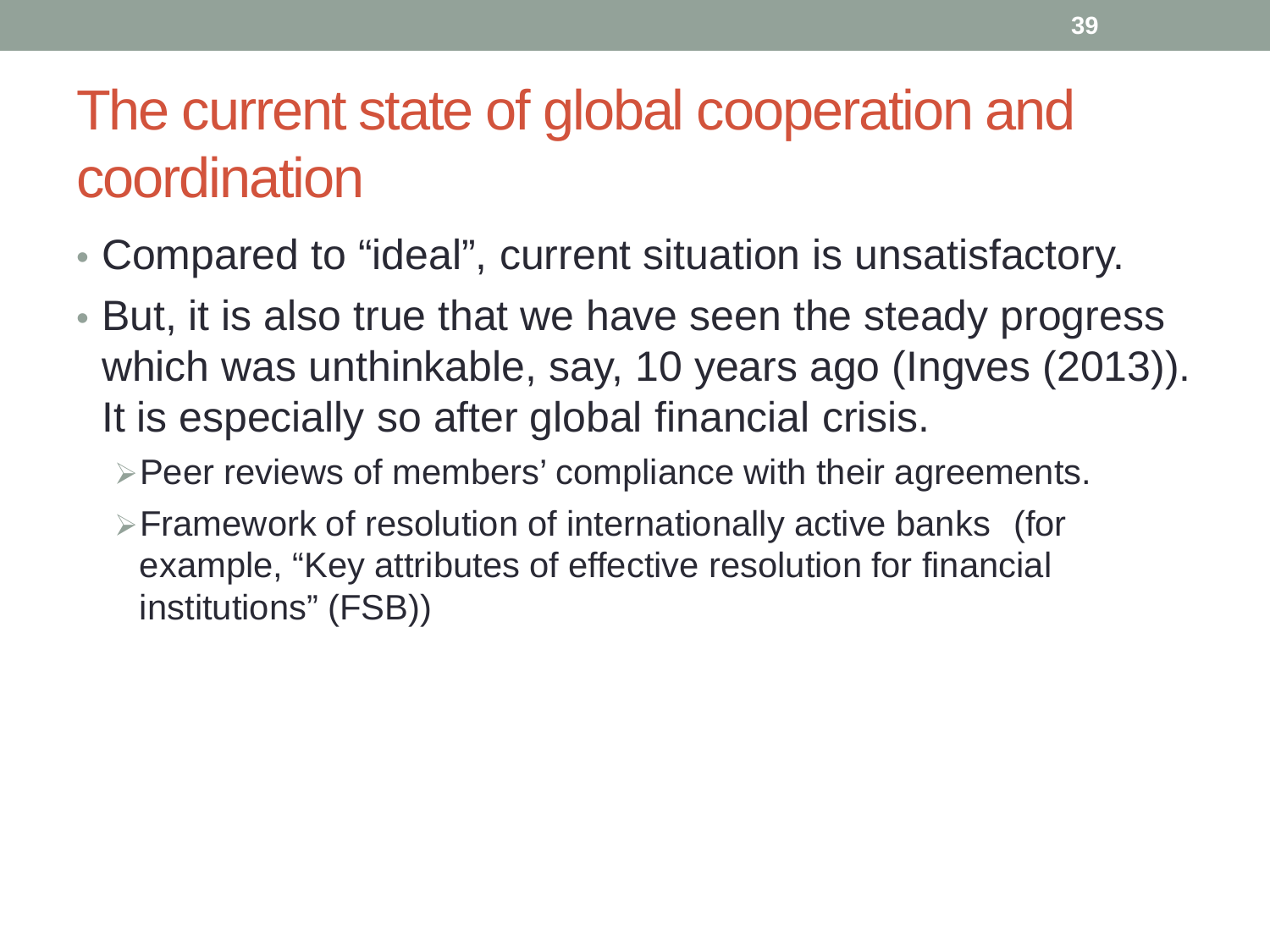# The current state of global cooperation and coordination

- Compared to “ideal”, current situation is unsatisfactory.
- But, it is also true that we have seen the steady progress which was unthinkable, say, 10 years ago (Ingves (2013)). It is especially so after global financial crisis.
  - Peer reviews of members’ compliance with their agreements.
  - Framework of resolution of internationally active banks (for example, “Key attributes of effective resolution for financial institutions” (FSB))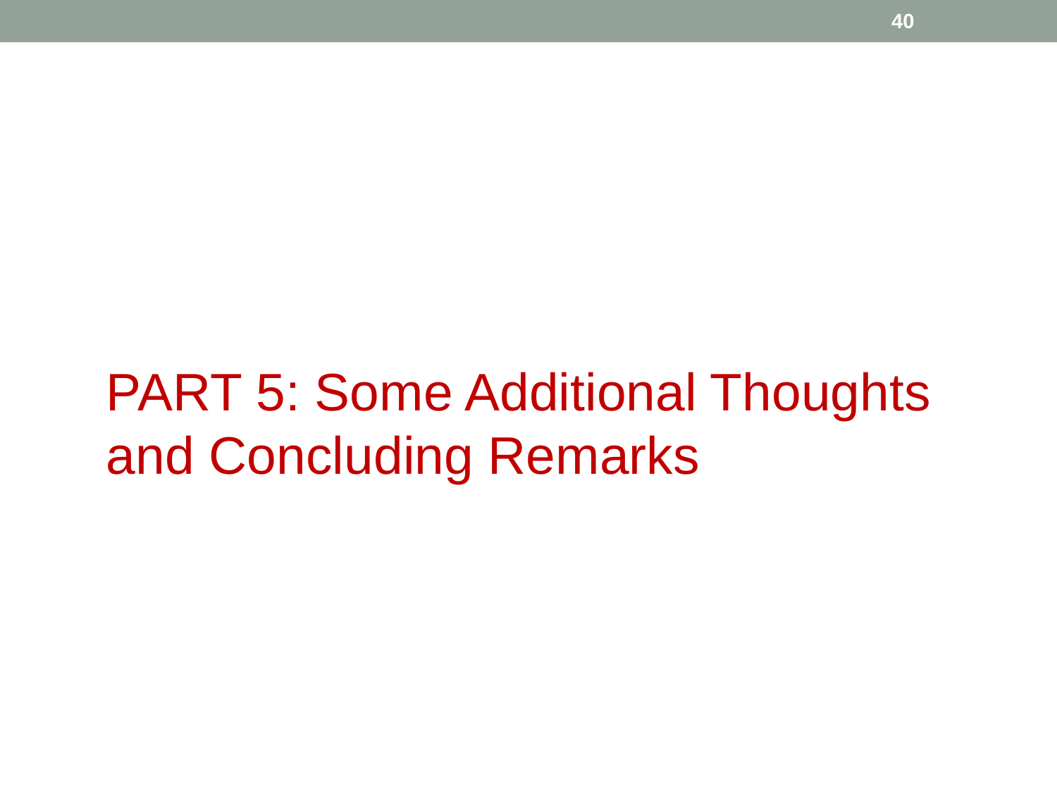# PART 5: Some Additional Thoughts and Concluding Remarks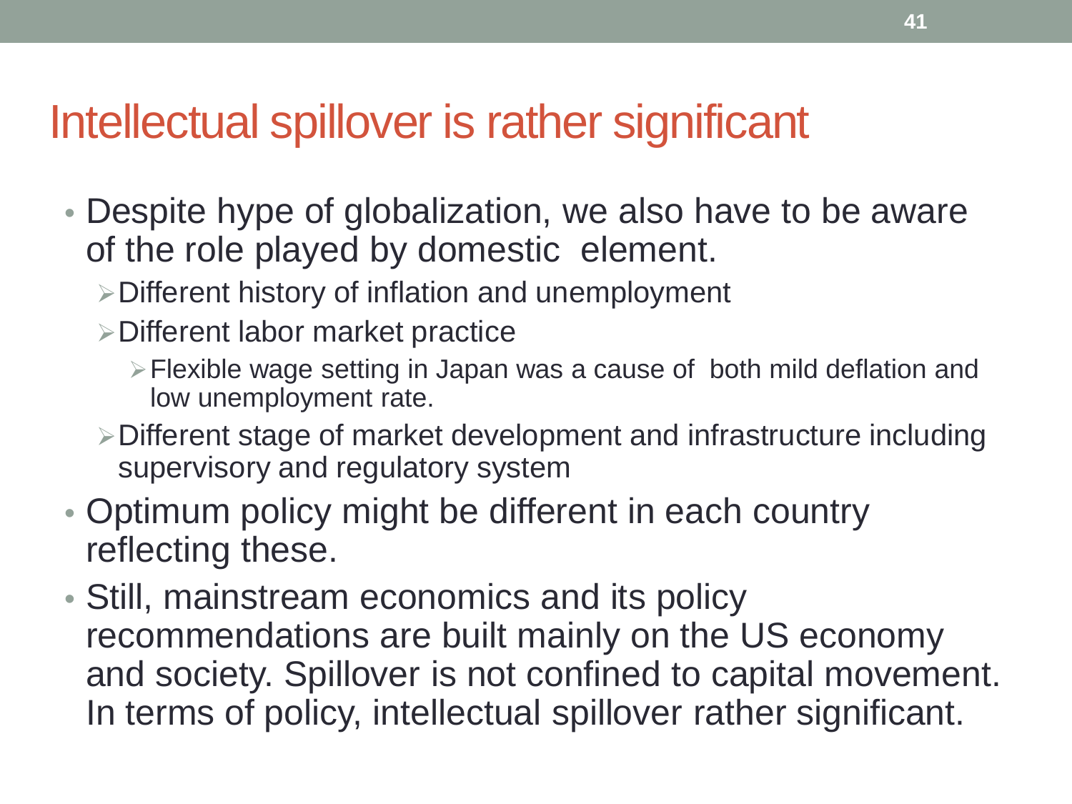# Intellectual spillover is rather significant

- Despite hype of globalization, we also have to be aware of the role played by domestic element.
  - Different history of inflation and unemployment
  - Different labor market practice
    - Flexible wage setting in Japan was a cause of both mild deflation and low unemployment rate.
  - Different stage of market development and infrastructure including supervisory and regulatory system
- Optimum policy might be different in each country reflecting these.
- Still, mainstream economics and its policy recommendations are built mainly on the US economy and society. Spillover is not confined to capital movement. In terms of policy, intellectual spillover rather significant.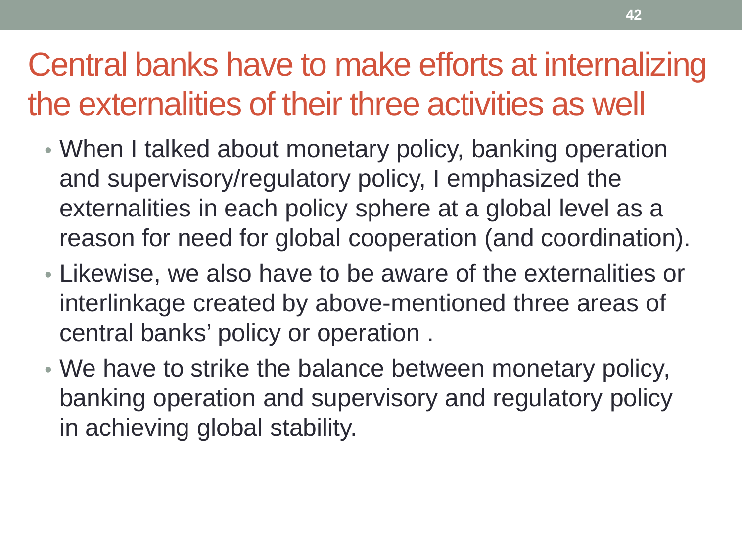# Central banks have to make efforts at internalizing the externalities of their three activities as well

- When I talked about monetary policy, banking operation and supervisory/regulatory policy, I emphasized the externalities in each policy sphere at a global level as a reason for need for global cooperation (and coordination).
- Likewise, we also have to be aware of the externalities or interlinkage created by above-mentioned three areas of central banks' policy or operation .
- We have to strike the balance between monetary policy, banking operation and supervisory and regulatory policy in achieving global stability.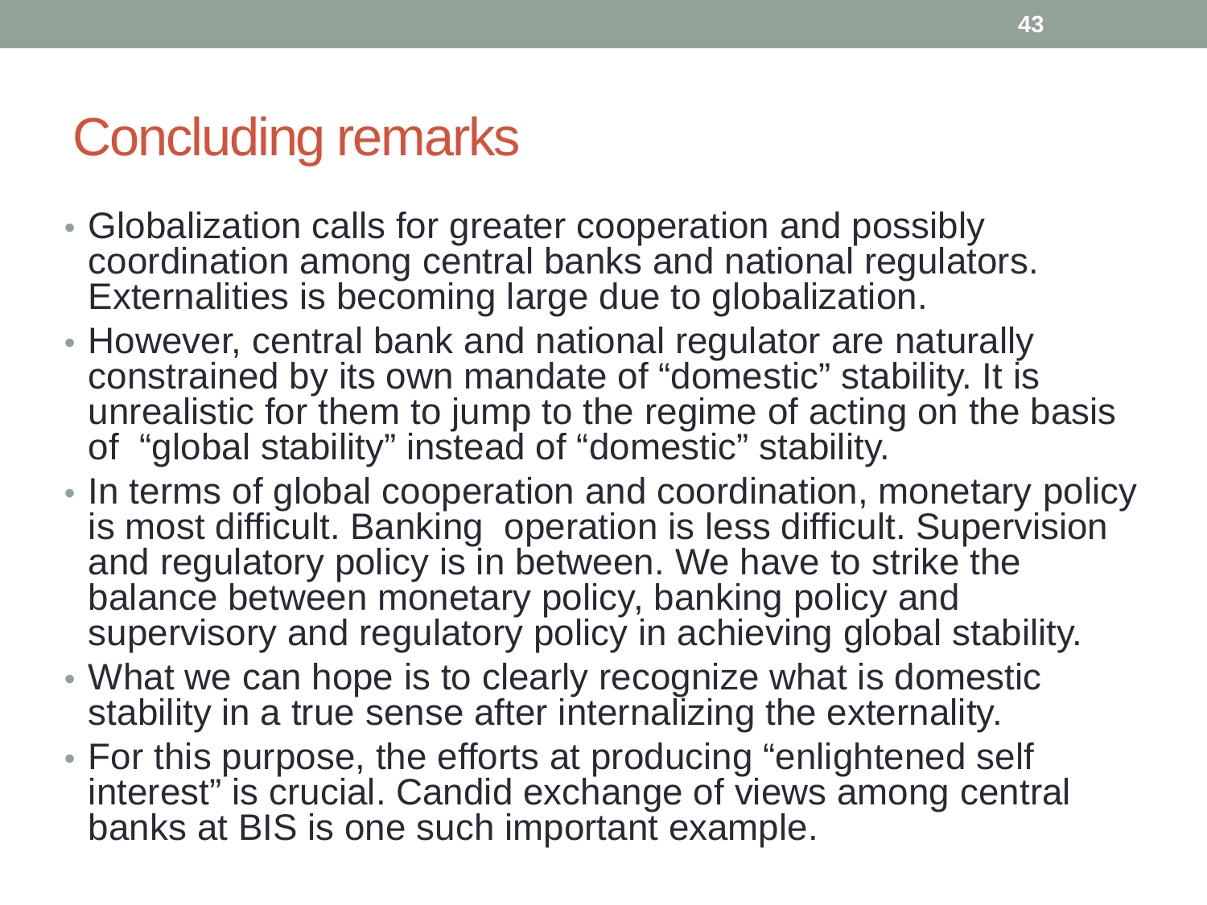# Concluding remarks

- Globalization calls for greater cooperation and possibly coordination among central banks and national regulators. Externalities is becoming large due to globalization.
- However, central bank and national regulator are naturally constrained by its own mandate of "domestic" stability. It is unrealistic for them to jump to the regime of acting on the basis of "global stability" instead of "domestic" stability.
- In terms of global cooperation and coordination, monetary policy is most difficult. Banking operation is less difficult. Supervision and regulatory policy is in between. We have to strike the balance between monetary policy, banking policy and supervisory and regulatory policy in achieving global stability.
- What we can hope is to clearly recognize what is domestic stability in a true sense after internalizing the externality.
- For this purpose, the efforts at producing "enlightened self interest" is crucial. Candid exchange of views among central banks at BIS is one such important example.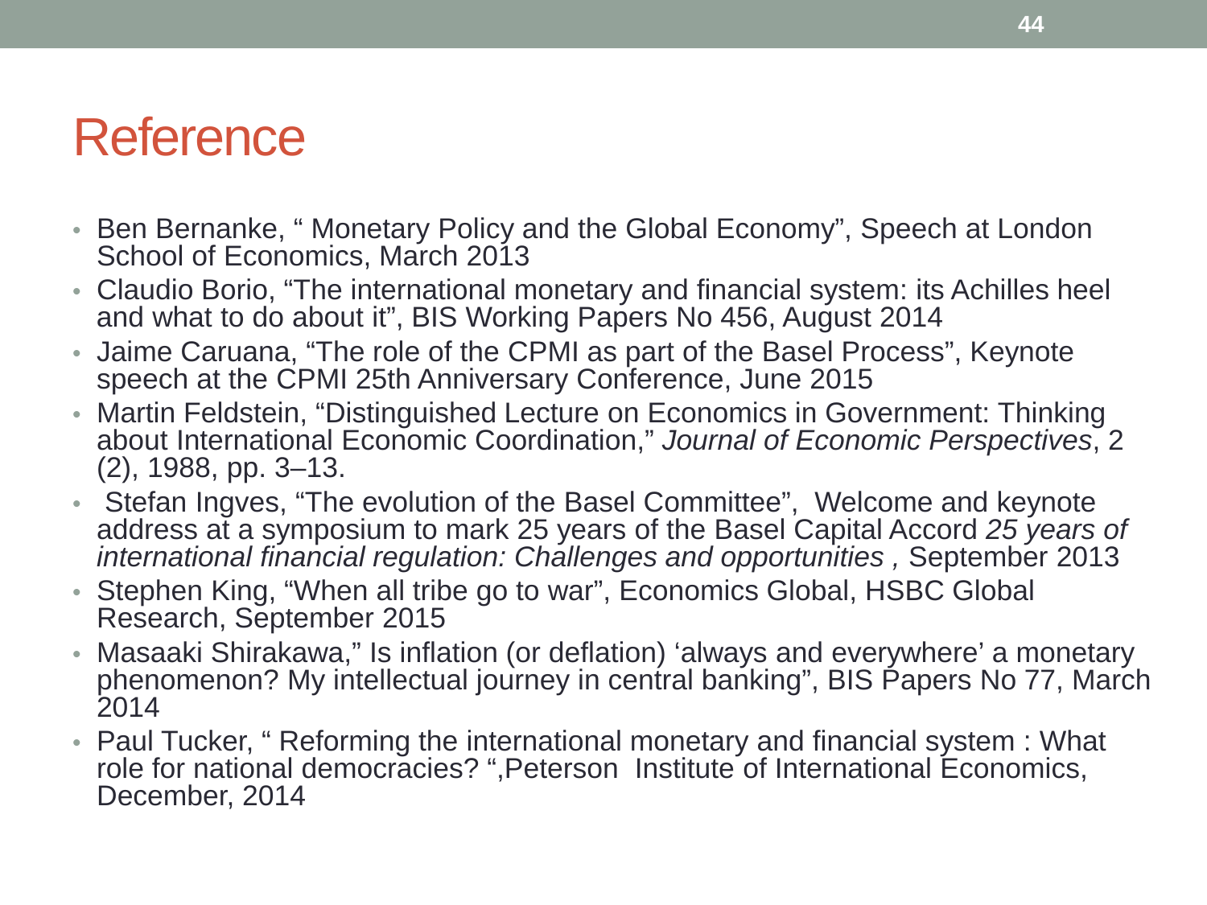# Reference

- Ben Bernanke, " Monetary Policy and the Global Economy", Speech at London School of Economics, March 2013
- Claudio Borio, "The international monetary and financial system: its Achilles heel and what to do about it", BIS Working Papers No 456, August 2014
- Jaime Caruana, "The role of the CPMI as part of the Basel Process", Keynote speech at the CPMI 25th Anniversary Conference, June 2015
- Martin Feldstein, "Distinguished Lecture on Economics in Government: Thinking about International Economic Coordination," *Journal of Economic Perspectives*, 2 (2), 1988, pp. 3–13.
- Stefan Ingves, "The evolution of the Basel Committee", Welcome and keynote address at a symposium to mark 25 years of the Basel Capital Accord *25 years of international financial regulation: Challenges and opportunities ,* September 2013
- Stephen King, "When all tribe go to war", Economics Global, HSBC Global Research, September 2015
- Masaaki Shirakawa," Is inflation (or deflation) 'always and everywhere' a monetary phenomenon? My intellectual journey in central banking", BIS Papers No 77, March 2014
- Paul Tucker, " Reforming the international monetary and financial system : What role for national democracies? ",Peterson Institute of International Economics, December, 2014